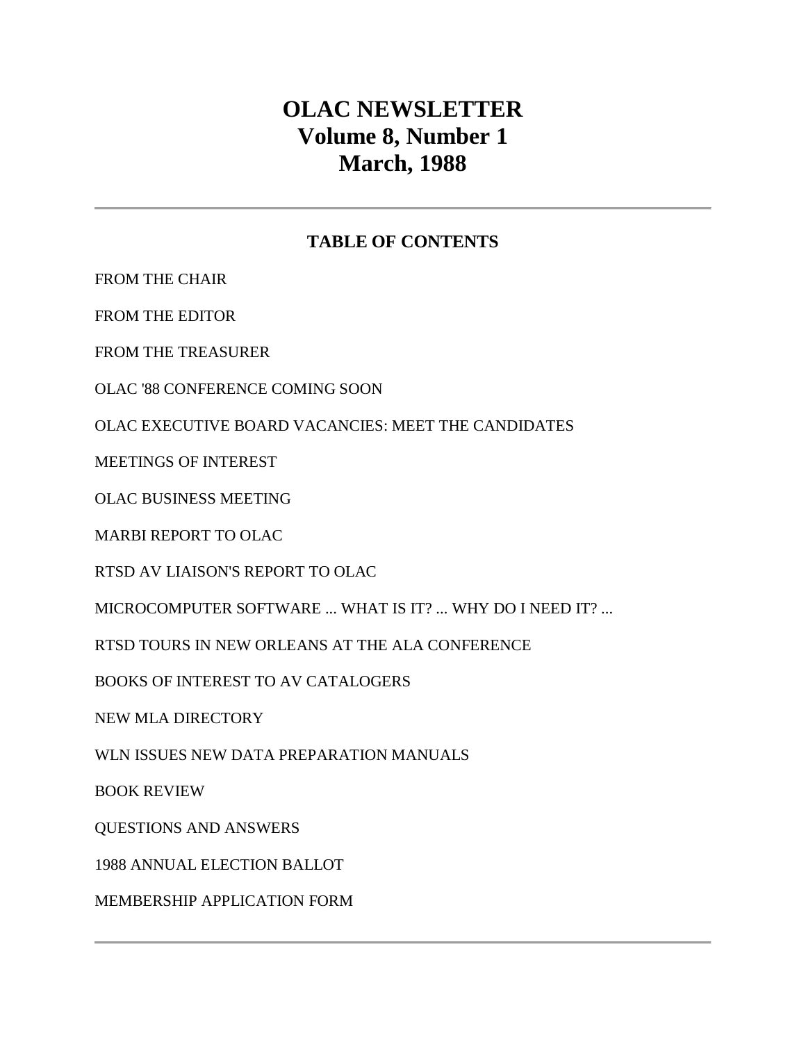# OLAC NEWSLETTER
# Volume 8, Number 1
# March, 1988

---

## TABLE OF CONTENTS

FROM THE CHAIR

FROM THE EDITOR

FROM THE TREASURER

OLAC '88 CONFERENCE COMING SOON

OLAC EXECUTIVE BOARD VACANCIES: MEET THE CANDIDATES

MEETINGS OF INTEREST

OLAC BUSINESS MEETING

MARBI REPORT TO OLAC

RTSD AV LIAISON'S REPORT TO OLAC

MICROCOMPUTER SOFTWARE ... WHAT IS IT? ... WHY DO I NEED IT? ...

RTSD TOURS IN NEW ORLEANS AT THE ALA CONFERENCE

BOOKS OF INTEREST TO AV CATALOGERS

NEW MLA DIRECTORY

WLN ISSUES NEW DATA PREPARATION MANUALS

BOOK REVIEW

QUESTIONS AND ANSWERS

1988 ANNUAL ELECTION BALLOT

MEMBERSHIP APPLICATION FORM

---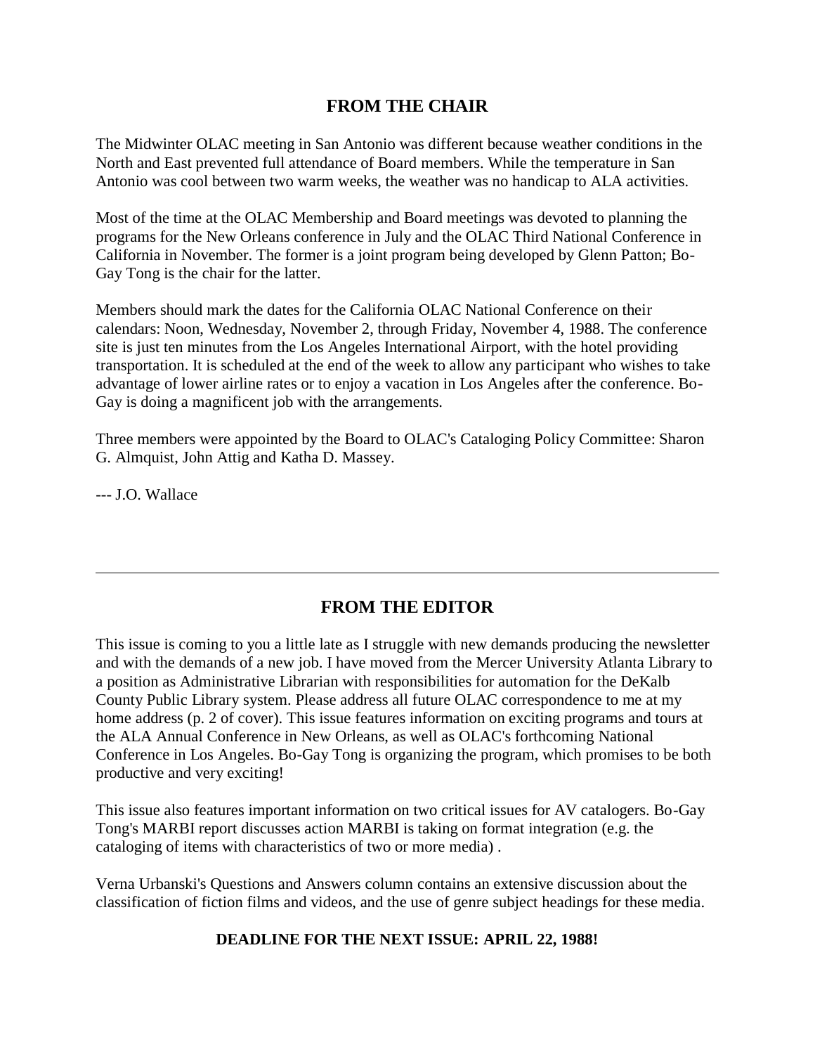## FROM THE CHAIR

The Midwinter OLAC meeting in San Antonio was different because weather conditions in the North and East prevented full attendance of Board members. While the temperature in San Antonio was cool between two warm weeks, the weather was no handicap to ALA activities.

Most of the time at the OLAC Membership and Board meetings was devoted to planning the programs for the New Orleans conference in July and the OLAC Third National Conference in California in November. The former is a joint program being developed by Glenn Patton; Bo-Gay Tong is the chair for the latter.

Members should mark the dates for the California OLAC National Conference on their calendars: Noon, Wednesday, November 2, through Friday, November 4, 1988. The conference site is just ten minutes from the Los Angeles International Airport, with the hotel providing transportation. It is scheduled at the end of the week to allow any participant who wishes to take advantage of lower airline rates or to enjoy a vacation in Los Angeles after the conference. Bo-Gay is doing a magnificent job with the arrangements.

Three members were appointed by the Board to OLAC's Cataloging Policy Committee: Sharon G. Almquist, John Attig and Katha D. Massey.

--- J.O. Wallace

---

## FROM THE EDITOR

This issue is coming to you a little late as I struggle with new demands producing the newsletter and with the demands of a new job. I have moved from the Mercer University Atlanta Library to a position as Administrative Librarian with responsibilities for automation for the DeKalb County Public Library system. Please address all future OLAC correspondence to me at my home address (p. 2 of cover). This issue features information on exciting programs and tours at the ALA Annual Conference in New Orleans, as well as OLAC's forthcoming National Conference in Los Angeles. Bo-Gay Tong is organizing the program, which promises to be both productive and very exciting!

This issue also features important information on two critical issues for AV catalogers. Bo-Gay Tong's MARBI report discusses action MARBI is taking on format integration (e.g. the cataloging of items with characteristics of two or more media) .

Verna Urbanski's Questions and Answers column contains an extensive discussion about the classification of fiction films and videos, and the use of genre subject headings for these media.

**DEADLINE FOR THE NEXT ISSUE: APRIL 22, 1988!**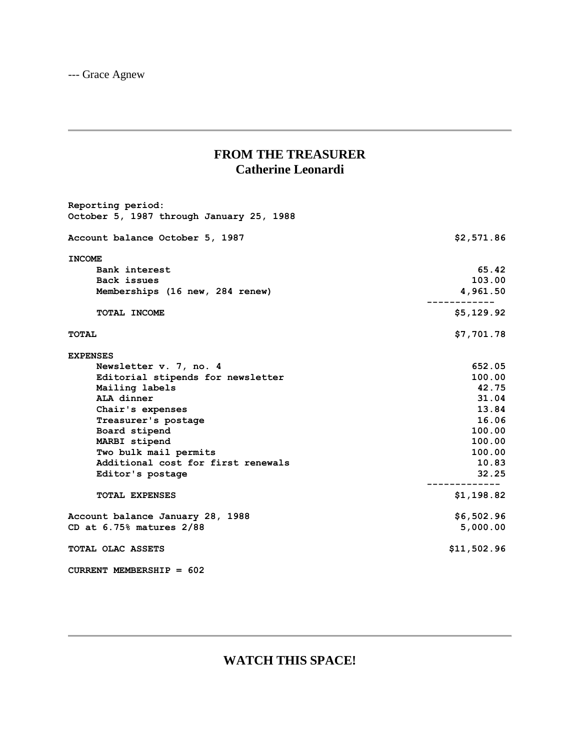--- Grace Agnew

---

## FROM THE TREASURER
### Catherine Leonardi

**Reporting period:**
**October 5, 1987 through January 25, 1988**

| | |
|---|---|
| **Account balance October 5, 1987** | **$2,571.86** |
| **INCOME** | |
| **Bank interest** | **65.42** |
| **Back issues** | **103.00** |
| **Memberships (16 new, 284 renew)** | **4,961.50** |
| **TOTAL INCOME** | **$5,129.92** |
| **TOTAL** | **$7,701.78** |
| **EXPENSES** | |
| **Newsletter v. 7, no. 4** | **652.05** |
| **Editorial stipends for newsletter** | **100.00** |
| **Mailing labels** | **42.75** |
| **ALA dinner** | **31.04** |
| **Chair's expenses** | **13.84** |
| **Treasurer's postage** | **16.06** |
| **Board stipend** | **100.00** |
| **MARBI stipend** | **100.00** |
| **Two bulk mail permits** | **100.00** |
| **Additional cost for first renewals** | **10.83** |
| **Editor's postage** | **32.25** |
| **TOTAL EXPENSES** | **$1,198.82** |
| **Account balance January 28, 1988** | **$6,502.96** |
| **CD at 6.75% matures 2/88** | **5,000.00** |
| **TOTAL OLAC ASSETS** | **$11,502.96** |

**CURRENT MEMBERSHIP = 602**

---

## WATCH THIS SPACE!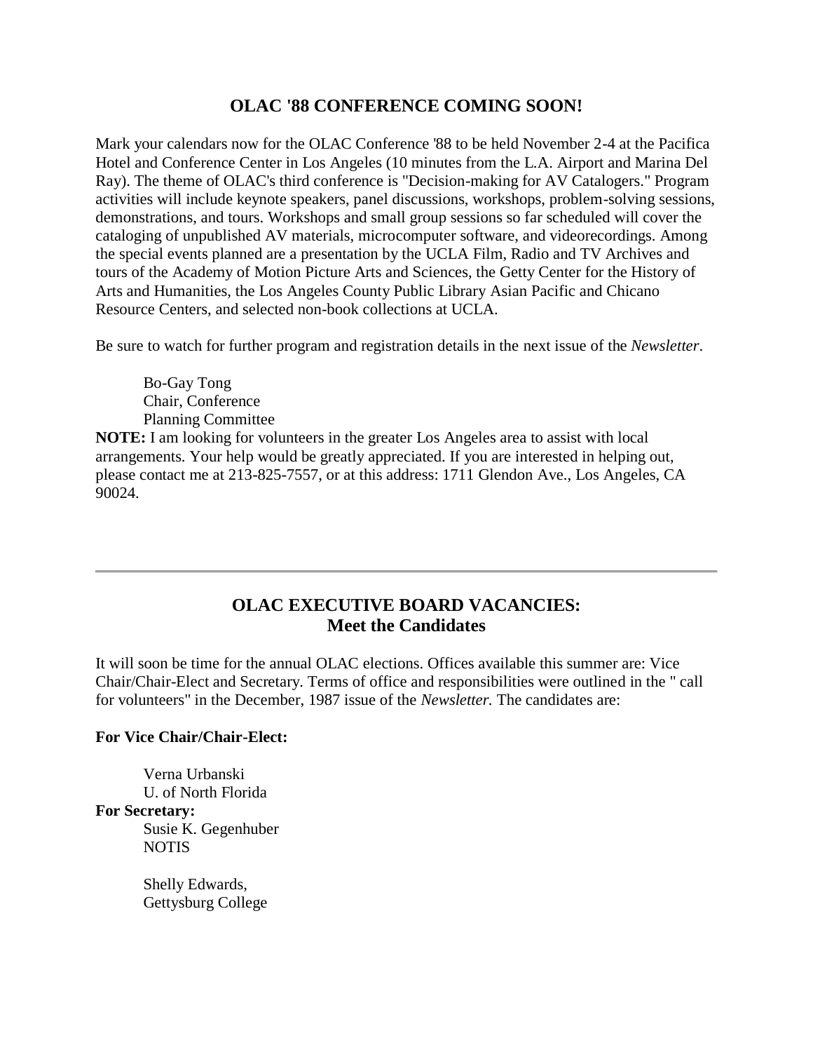## OLAC '88 CONFERENCE COMING SOON!

Mark your calendars now for the OLAC Conference '88 to be held November 2-4 at the Pacifica Hotel and Conference Center in Los Angeles (10 minutes from the L.A. Airport and Marina Del Ray). The theme of OLAC's third conference is "Decision-making for AV Catalogers." Program activities will include keynote speakers, panel discussions, workshops, problem-solving sessions, demonstrations, and tours. Workshops and small group sessions so far scheduled will cover the cataloging of unpublished AV materials, microcomputer software, and videorecordings. Among the special events planned are a presentation by the UCLA Film, Radio and TV Archives and tours of the Academy of Motion Picture Arts and Sciences, the Getty Center for the History of Arts and Humanities, the Los Angeles County Public Library Asian Pacific and Chicano Resource Centers, and selected non-book collections at UCLA.

Be sure to watch for further program and registration details in the next issue of the *Newsletter*.

> Bo-Gay Tong
> Chair, Conference
> Planning Committee

**NOTE:** I am looking for volunteers in the greater Los Angeles area to assist with local arrangements. Your help would be greatly appreciated. If you are interested in helping out, please contact me at 213-825-7557, or at this address: 1711 Glendon Ave., Los Angeles, CA 90024.

---

## OLAC EXECUTIVE BOARD VACANCIES: Meet the Candidates

It will soon be time for the annual OLAC elections. Offices available this summer are: Vice Chair/Chair-Elect and Secretary. Terms of office and responsibilities were outlined in the " call for volunteers" in the December, 1987 issue of the *Newsletter.* The candidates are:

**For Vice Chair/Chair-Elect:**

> Verna Urbanski
> U. of North Florida

**For Secretary:**

> Susie K. Gegenhuber
> NOTIS

> Shelly Edwards,
> Gettysburg College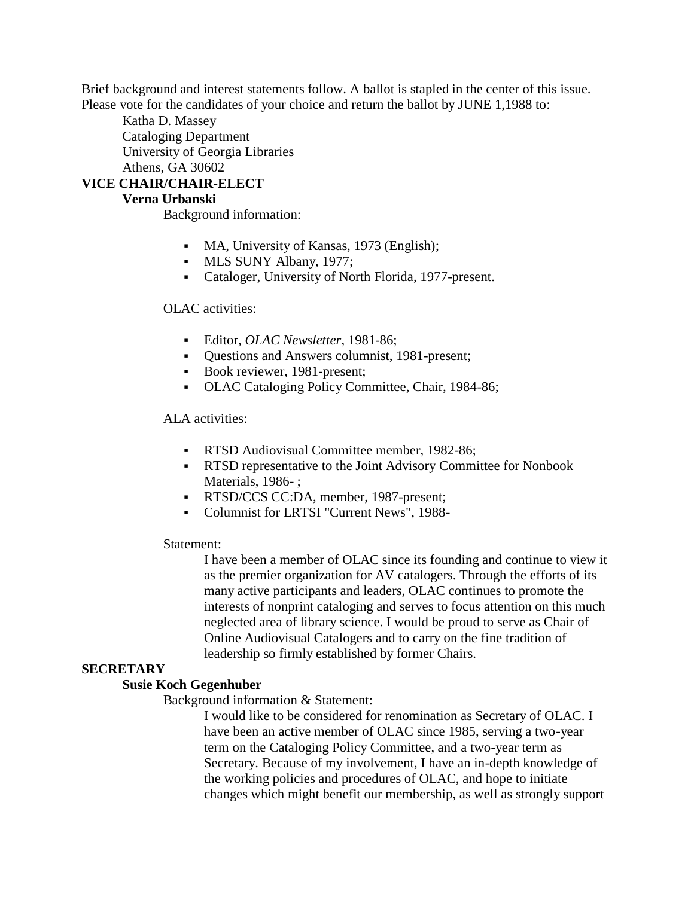Brief background and interest statements follow. A ballot is stapled in the center of this issue. Please vote for the candidates of your choice and return the ballot by JUNE 1,1988 to:

Katha D. Massey
Cataloging Department
University of Georgia Libraries
Athens, GA 30602

## VICE CHAIR/CHAIR-ELECT

### Verna Urbanski

Background information:

- MA, University of Kansas, 1973 (English);
- MLS SUNY Albany, 1977;
- Cataloger, University of North Florida, 1977-present.

OLAC activities:

- Editor, *OLAC Newsletter*, 1981-86;
- Questions and Answers columnist, 1981-present;
- Book reviewer, 1981-present;
- OLAC Cataloging Policy Committee, Chair, 1984-86;

ALA activities:

- RTSD Audiovisual Committee member, 1982-86;
- RTSD representative to the Joint Advisory Committee for Nonbook Materials, 1986- ;
- RTSD/CCS CC:DA, member, 1987-present;
- Columnist for LRTSI "Current News", 1988-

Statement:

I have been a member of OLAC since its founding and continue to view it as the premier organization for AV catalogers. Through the efforts of its many active participants and leaders, OLAC continues to promote the interests of nonprint cataloging and serves to focus attention on this much neglected area of library science. I would be proud to serve as Chair of Online Audiovisual Catalogers and to carry on the fine tradition of leadership so firmly established by former Chairs.

## SECRETARY

### Susie Koch Gegenhuber

Background information & Statement:

I would like to be considered for renomination as Secretary of OLAC. I have been an active member of OLAC since 1985, serving a two-year term on the Cataloging Policy Committee, and a two-year term as Secretary. Because of my involvement, I have an in-depth knowledge of the working policies and procedures of OLAC, and hope to initiate changes which might benefit our membership, as well as strongly support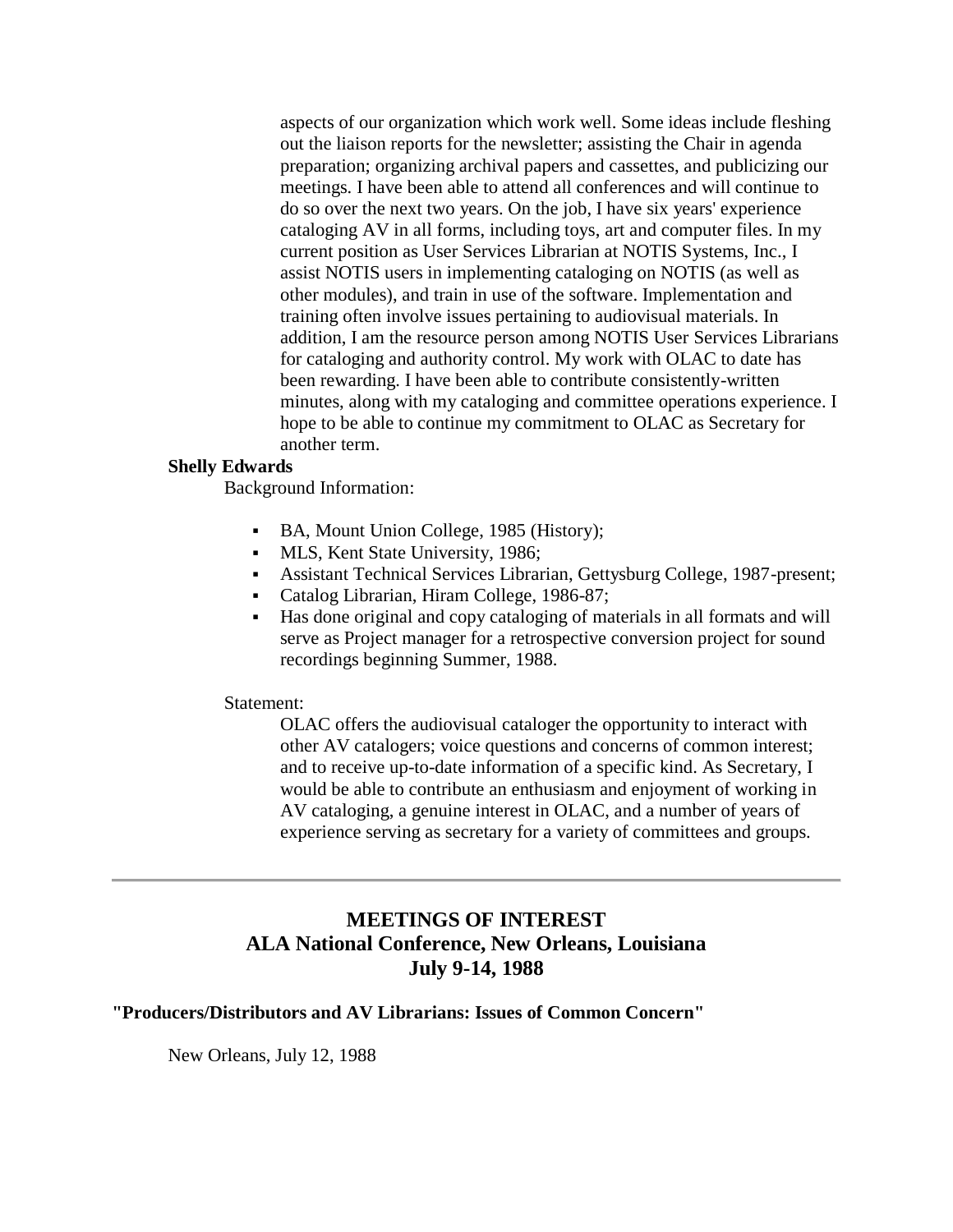aspects of our organization which work well. Some ideas include fleshing out the liaison reports for the newsletter; assisting the Chair in agenda preparation; organizing archival papers and cassettes, and publicizing our meetings. I have been able to attend all conferences and will continue to do so over the next two years. On the job, I have six years' experience cataloging AV in all forms, including toys, art and computer files. In my current position as User Services Librarian at NOTIS Systems, Inc., I assist NOTIS users in implementing cataloging on NOTIS (as well as other modules), and train in use of the software. Implementation and training often involve issues pertaining to audiovisual materials. In addition, I am the resource person among NOTIS User Services Librarians for cataloging and authority control. My work with OLAC to date has been rewarding. I have been able to contribute consistently-written minutes, along with my cataloging and committee operations experience. I hope to be able to continue my commitment to OLAC as Secretary for another term.

**Shelly Edwards**

Background Information:

- BA, Mount Union College, 1985 (History);
- MLS, Kent State University, 1986;
- Assistant Technical Services Librarian, Gettysburg College, 1987-present;
- Catalog Librarian, Hiram College, 1986-87;
- Has done original and copy cataloging of materials in all formats and will serve as Project manager for a retrospective conversion project for sound recordings beginning Summer, 1988.

Statement:

OLAC offers the audiovisual cataloger the opportunity to interact with other AV catalogers; voice questions and concerns of common interest; and to receive up-to-date information of a specific kind. As Secretary, I would be able to contribute an enthusiasm and enjoyment of working in AV cataloging, a genuine interest in OLAC, and a number of years of experience serving as secretary for a variety of committees and groups.

---

## MEETINGS OF INTEREST
## ALA National Conference, New Orleans, Louisiana
## July 9-14, 1988

**"Producers/Distributors and AV Librarians: Issues of Common Concern"**

New Orleans, July 12, 1988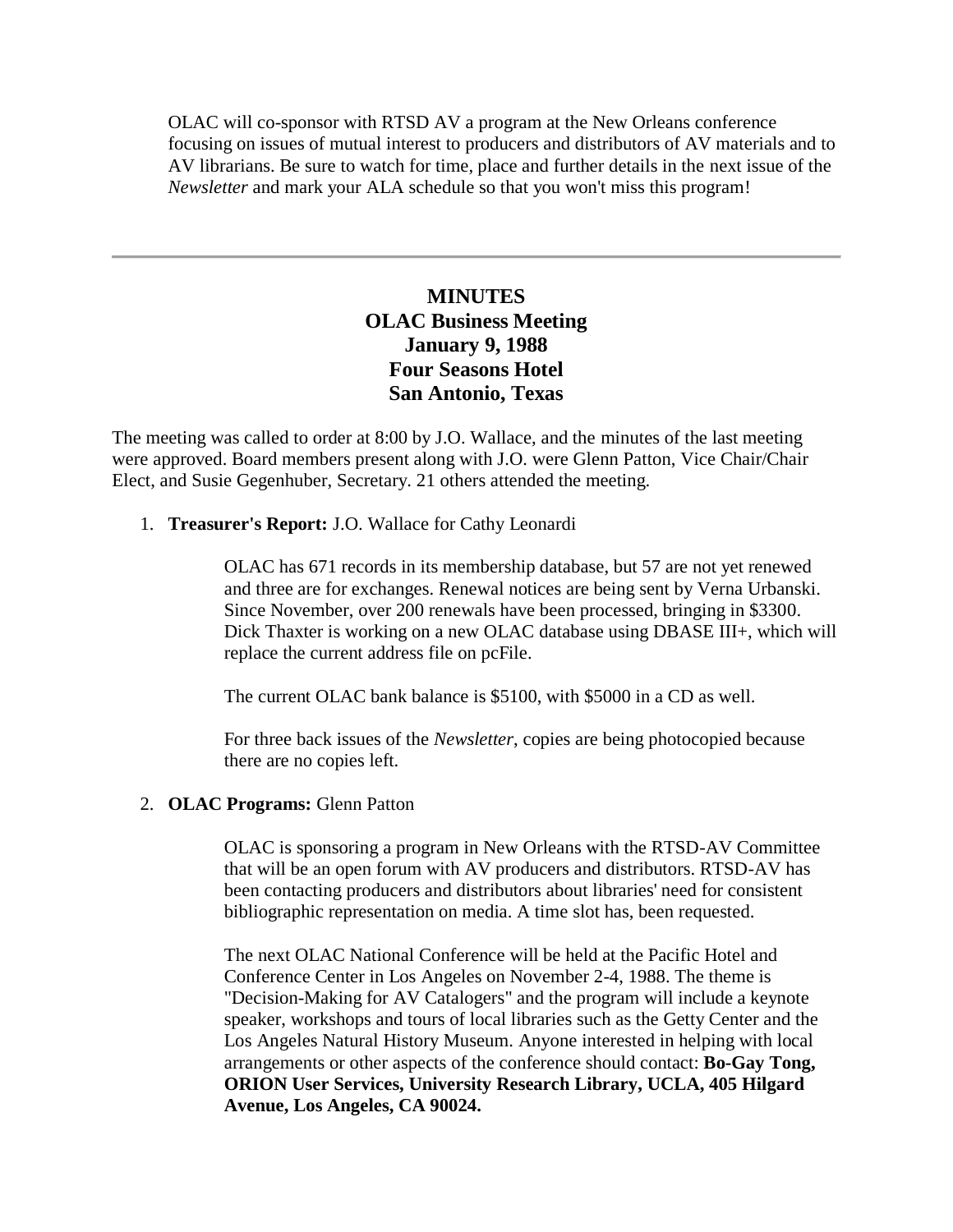OLAC will co-sponsor with RTSD AV a program at the New Orleans conference focusing on issues of mutual interest to producers and distributors of AV materials and to AV librarians. Be sure to watch for time, place and further details in the next issue of the *Newsletter* and mark your ALA schedule so that you won't miss this program!

---

## MINUTES
## OLAC Business Meeting
## January 9, 1988
## Four Seasons Hotel
## San Antonio, Texas

The meeting was called to order at 8:00 by J.O. Wallace, and the minutes of the last meeting were approved. Board members present along with J.O. were Glenn Patton, Vice Chair/Chair Elect, and Susie Gegenhuber, Secretary. 21 others attended the meeting.

1. **Treasurer's Report:** J.O. Wallace for Cathy Leonardi

   OLAC has 671 records in its membership database, but 57 are not yet renewed and three are for exchanges. Renewal notices are being sent by Verna Urbanski. Since November, over 200 renewals have been processed, bringing in $3300. Dick Thaxter is working on a new OLAC database using DBASE III+, which will replace the current address file on pcFile.

   The current OLAC bank balance is $5100, with $5000 in a CD as well.

   For three back issues of the *Newsletter*, copies are being photocopied because there are no copies left.

2. **OLAC Programs:** Glenn Patton

   OLAC is sponsoring a program in New Orleans with the RTSD-AV Committee that will be an open forum with AV producers and distributors. RTSD-AV has been contacting producers and distributors about libraries' need for consistent bibliographic representation on media. A time slot has, been requested.

   The next OLAC National Conference will be held at the Pacific Hotel and Conference Center in Los Angeles on November 2-4, 1988. The theme is "Decision-Making for AV Catalogers" and the program will include a keynote speaker, workshops and tours of local libraries such as the Getty Center and the Los Angeles Natural History Museum. Anyone interested in helping with local arrangements or other aspects of the conference should contact: **Bo-Gay Tong, ORION User Services, University Research Library, UCLA, 405 Hilgard Avenue, Los Angeles, CA 90024.**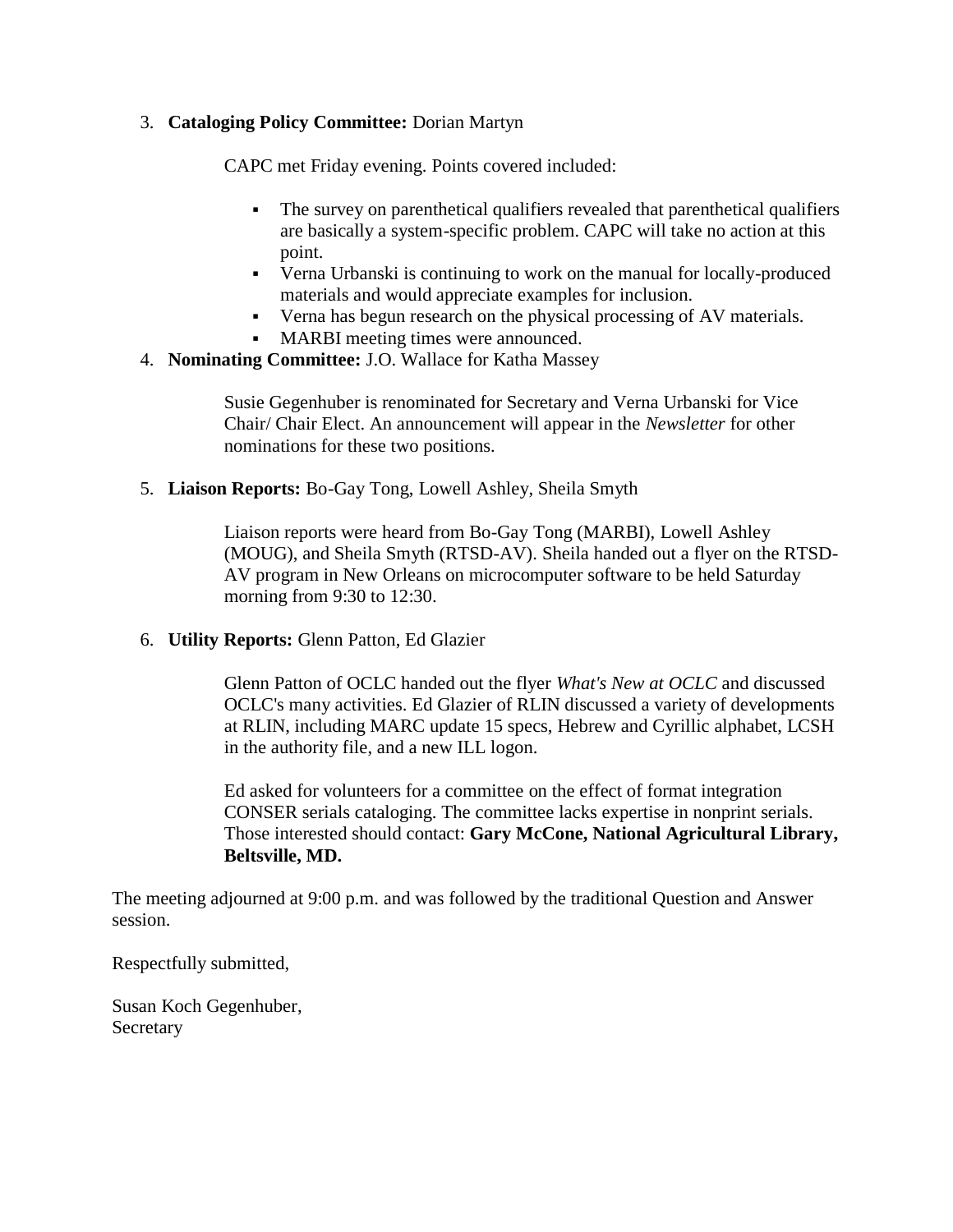3. **Cataloging Policy Committee:** Dorian Martyn

   CAPC met Friday evening. Points covered included:

   - The survey on parenthetical qualifiers revealed that parenthetical qualifiers are basically a system-specific problem. CAPC will take no action at this point.
   - Verna Urbanski is continuing to work on the manual for locally-produced materials and would appreciate examples for inclusion.
   - Verna has begun research on the physical processing of AV materials.
   - MARBI meeting times were announced.

4. **Nominating Committee:** J.O. Wallace for Katha Massey

   Susie Gegenhuber is renominated for Secretary and Verna Urbanski for Vice Chair/ Chair Elect. An announcement will appear in the *Newsletter* for other nominations for these two positions.

5. **Liaison Reports:** Bo-Gay Tong, Lowell Ashley, Sheila Smyth

   Liaison reports were heard from Bo-Gay Tong (MARBI), Lowell Ashley (MOUG), and Sheila Smyth (RTSD-AV). Sheila handed out a flyer on the RTSD-AV program in New Orleans on microcomputer software to be held Saturday morning from 9:30 to 12:30.

6. **Utility Reports:** Glenn Patton, Ed Glazier

   Glenn Patton of OCLC handed out the flyer *What's New at OCLC* and discussed OCLC's many activities. Ed Glazier of RLIN discussed a variety of developments at RLIN, including MARC update 15 specs, Hebrew and Cyrillic alphabet, LCSH in the authority file, and a new ILL logon.

   Ed asked for volunteers for a committee on the effect of format integration CONSER serials cataloging. The committee lacks expertise in nonprint serials. Those interested should contact: **Gary McCone, National Agricultural Library, Beltsville, MD.**

The meeting adjourned at 9:00 p.m. and was followed by the traditional Question and Answer session.

Respectfully submitted,

Susan Koch Gegenhuber,
Secretary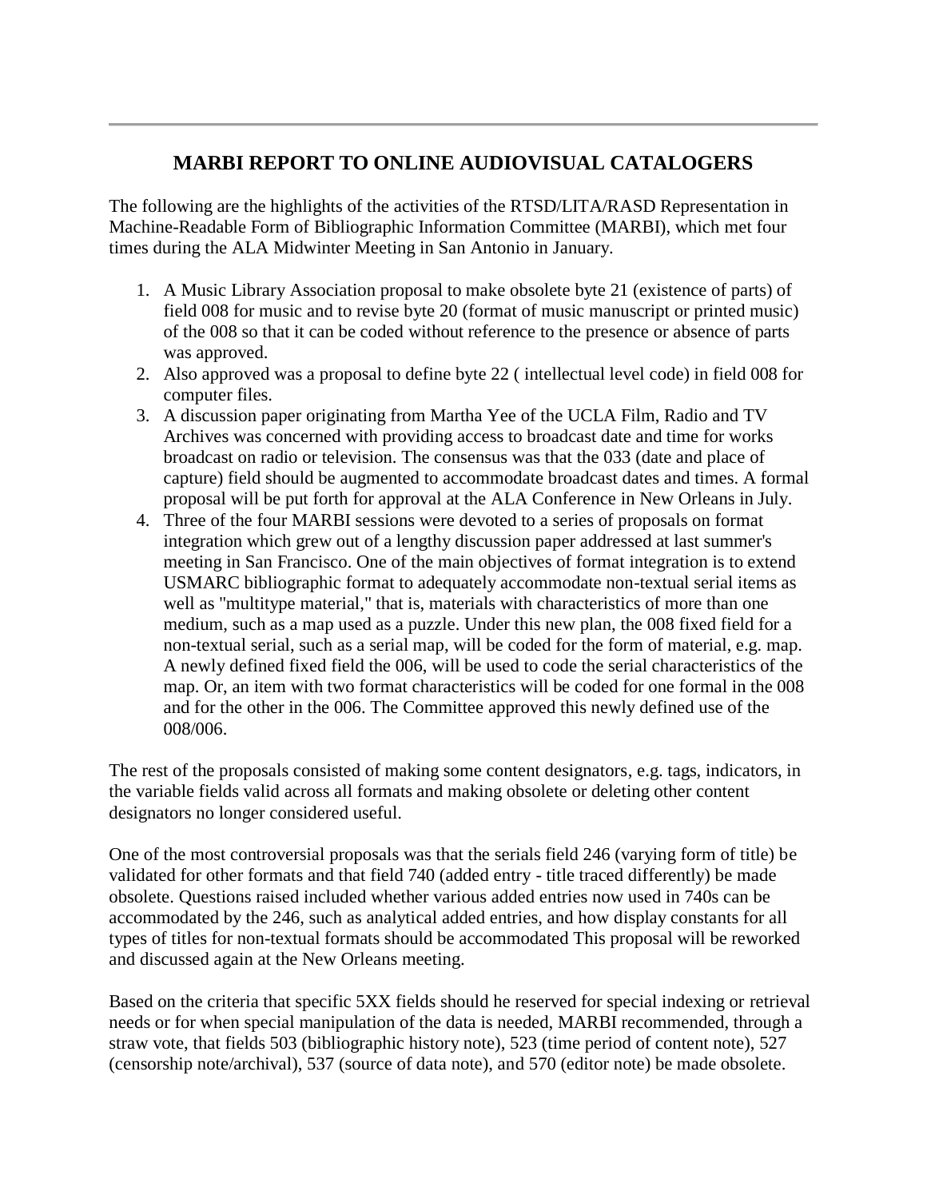## MARBI REPORT TO ONLINE AUDIOVISUAL CATALOGERS

The following are the highlights of the activities of the RTSD/LITA/RASD Representation in Machine-Readable Form of Bibliographic Information Committee (MARBI), which met four times during the ALA Midwinter Meeting in San Antonio in January.

1. A Music Library Association proposal to make obsolete byte 21 (existence of parts) of field 008 for music and to revise byte 20 (format of music manuscript or printed music) of the 008 so that it can be coded without reference to the presence or absence of parts was approved.
2. Also approved was a proposal to define byte 22 ( intellectual level code) in field 008 for computer files.
3. A discussion paper originating from Martha Yee of the UCLA Film, Radio and TV Archives was concerned with providing access to broadcast date and time for works broadcast on radio or television. The consensus was that the 033 (date and place of capture) field should be augmented to accommodate broadcast dates and times. A formal proposal will be put forth for approval at the ALA Conference in New Orleans in July.
4. Three of the four MARBI sessions were devoted to a series of proposals on format integration which grew out of a lengthy discussion paper addressed at last summer's meeting in San Francisco. One of the main objectives of format integration is to extend USMARC bibliographic format to adequately accommodate non-textual serial items as well as "multitype material," that is, materials with characteristics of more than one medium, such as a map used as a puzzle. Under this new plan, the 008 fixed field for a non-textual serial, such as a serial map, will be coded for the form of material, e.g. map. A newly defined fixed field the 006, will be used to code the serial characteristics of the map. Or, an item with two format characteristics will be coded for one formal in the 008 and for the other in the 006. The Committee approved this newly defined use of the 008/006.

The rest of the proposals consisted of making some content designators, e.g. tags, indicators, in the variable fields valid across all formats and making obsolete or deleting other content designators no longer considered useful.

One of the most controversial proposals was that the serials field 246 (varying form of title) be validated for other formats and that field 740 (added entry - title traced differently) be made obsolete. Questions raised included whether various added entries now used in 740s can be accommodated by the 246, such as analytical added entries, and how display constants for all types of titles for non-textual formats should be accommodated This proposal will be reworked and discussed again at the New Orleans meeting.

Based on the criteria that specific 5XX fields should he reserved for special indexing or retrieval needs or for when special manipulation of the data is needed, MARBI recommended, through a straw vote, that fields 503 (bibliographic history note), 523 (time period of content note), 527 (censorship note/archival), 537 (source of data note), and 570 (editor note) be made obsolete.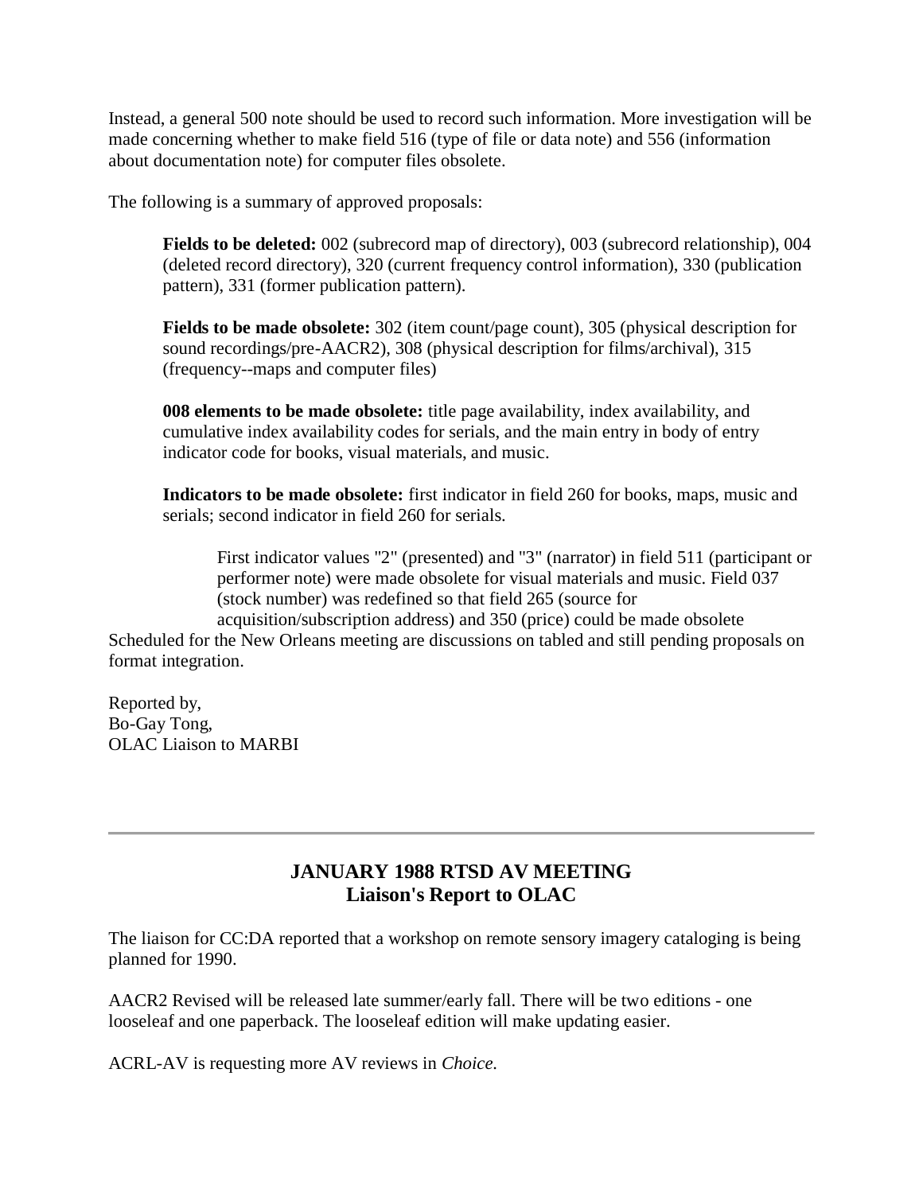Instead, a general 500 note should be used to record such information. More investigation will be made concerning whether to make field 516 (type of file or data note) and 556 (information about documentation note) for computer files obsolete.

The following is a summary of approved proposals:

> **Fields to be deleted:** 002 (subrecord map of directory), 003 (subrecord relationship), 004 (deleted record directory), 320 (current frequency control information), 330 (publication pattern), 331 (former publication pattern).
>
> **Fields to be made obsolete:** 302 (item count/page count), 305 (physical description for sound recordings/pre-AACR2), 308 (physical description for films/archival), 315 (frequency--maps and computer files)
>
> **008 elements to be made obsolete:** title page availability, index availability, and cumulative index availability codes for serials, and the main entry in body of entry indicator code for books, visual materials, and music.
>
> **Indicators to be made obsolete:** first indicator in field 260 for books, maps, music and serials; second indicator in field 260 for serials.
>
> > First indicator values "2" (presented) and "3" (narrator) in field 511 (participant or performer note) were made obsolete for visual materials and music. Field 037 (stock number) was redefined so that field 265 (source for acquisition/subscription address) and 350 (price) could be made obsolete

Scheduled for the New Orleans meeting are discussions on tabled and still pending proposals on format integration.

Reported by,
Bo-Gay Tong,
OLAC Liaison to MARBI

---

## JANUARY 1988 RTSD AV MEETING
## Liaison's Report to OLAC

The liaison for CC:DA reported that a workshop on remote sensory imagery cataloging is being planned for 1990.

AACR2 Revised will be released late summer/early fall. There will be two editions - one looseleaf and one paperback. The looseleaf edition will make updating easier.

ACRL-AV is requesting more AV reviews in *Choice.*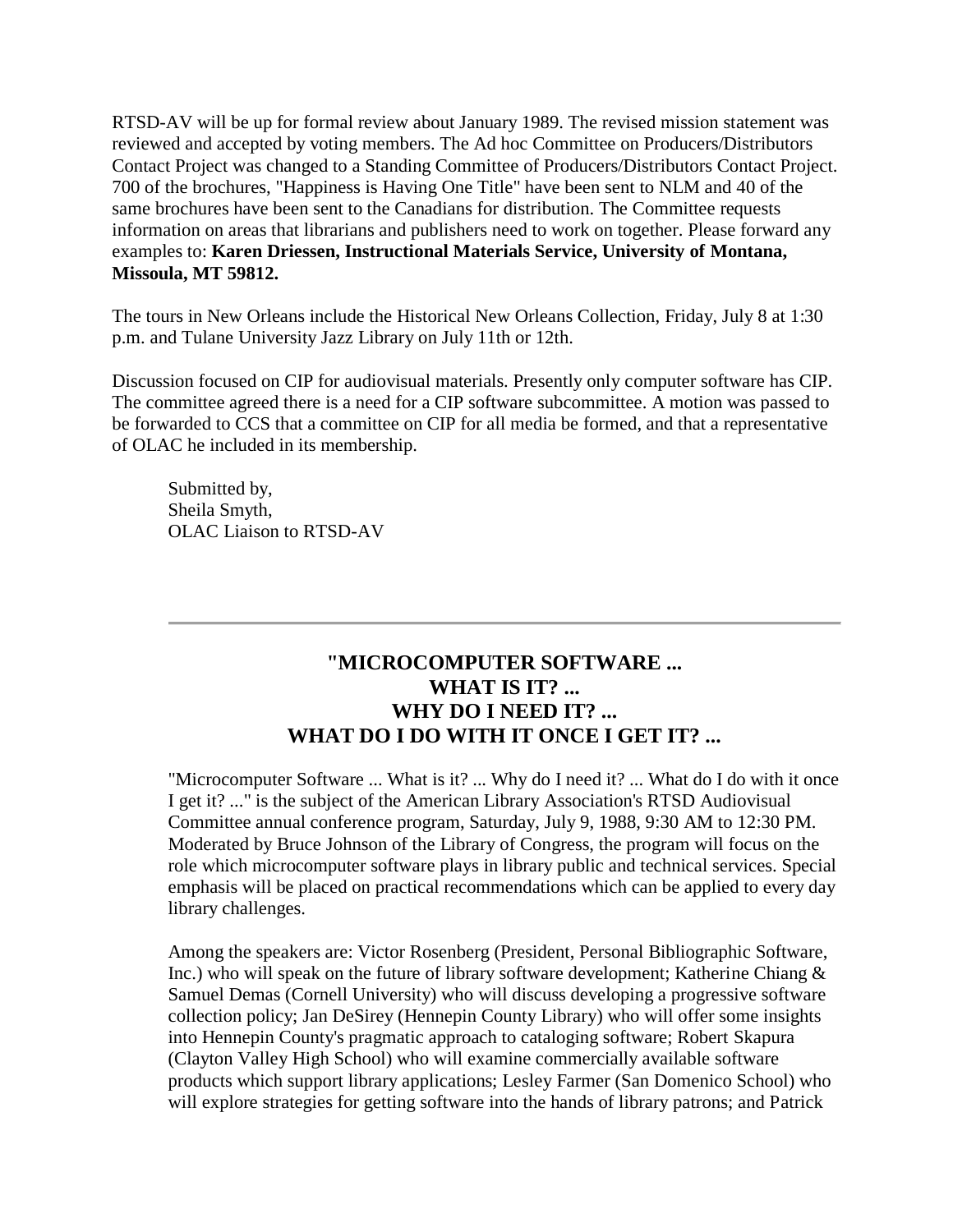RTSD-AV will be up for formal review about January 1989. The revised mission statement was reviewed and accepted by voting members. The Ad hoc Committee on Producers/Distributors Contact Project was changed to a Standing Committee of Producers/Distributors Contact Project. 700 of the brochures, "Happiness is Having One Title" have been sent to NLM and 40 of the same brochures have been sent to the Canadians for distribution. The Committee requests information on areas that librarians and publishers need to work on together. Please forward any examples to: **Karen Driessen, Instructional Materials Service, University of Montana, Missoula, MT 59812.**

The tours in New Orleans include the Historical New Orleans Collection, Friday, July 8 at 1:30 p.m. and Tulane University Jazz Library on July 11th or 12th.

Discussion focused on CIP for audiovisual materials. Presently only computer software has CIP. The committee agreed there is a need for a CIP software subcommittee. A motion was passed to be forwarded to CCS that a committee on CIP for all media be formed, and that a representative of OLAC he included in its membership.

Submitted by,
Sheila Smyth,
OLAC Liaison to RTSD-AV

---

## "MICROCOMPUTER SOFTWARE ... WHAT IS IT? ... WHY DO I NEED IT? ... WHAT DO I DO WITH IT ONCE I GET IT? ...

"Microcomputer Software ... What is it? ... Why do I need it? ... What do I do with it once I get it? ..." is the subject of the American Library Association's RTSD Audiovisual Committee annual conference program, Saturday, July 9, 1988, 9:30 AM to 12:30 PM. Moderated by Bruce Johnson of the Library of Congress, the program will focus on the role which microcomputer software plays in library public and technical services. Special emphasis will be placed on practical recommendations which can be applied to every day library challenges.

Among the speakers are: Victor Rosenberg (President, Personal Bibliographic Software, Inc.) who will speak on the future of library software development; Katherine Chiang & Samuel Demas (Cornell University) who will discuss developing a progressive software collection policy; Jan DeSirey (Hennepin County Library) who will offer some insights into Hennepin County's pragmatic approach to cataloging software; Robert Skapura (Clayton Valley High School) who will examine commercially available software products which support library applications; Lesley Farmer (San Domenico School) who will explore strategies for getting software into the hands of library patrons; and Patrick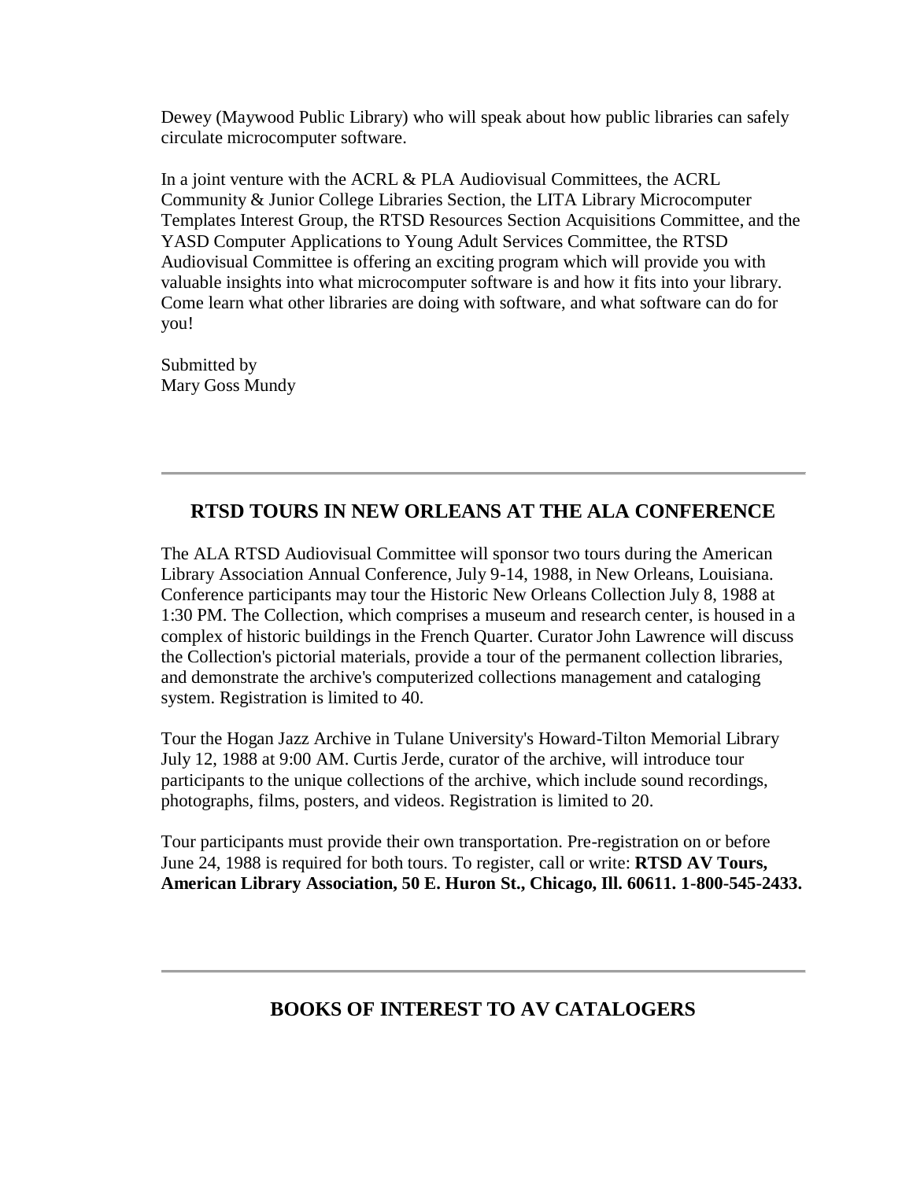Dewey (Maywood Public Library) who will speak about how public libraries can safely circulate microcomputer software.

In a joint venture with the ACRL & PLA Audiovisual Committees, the ACRL Community & Junior College Libraries Section, the LITA Library Microcomputer Templates Interest Group, the RTSD Resources Section Acquisitions Committee, and the YASD Computer Applications to Young Adult Services Committee, the RTSD Audiovisual Committee is offering an exciting program which will provide you with valuable insights into what microcomputer software is and how it fits into your library. Come learn what other libraries are doing with software, and what software can do for you!

Submitted by
Mary Goss Mundy

---

## RTSD TOURS IN NEW ORLEANS AT THE ALA CONFERENCE

The ALA RTSD Audiovisual Committee will sponsor two tours during the American Library Association Annual Conference, July 9-14, 1988, in New Orleans, Louisiana. Conference participants may tour the Historic New Orleans Collection July 8, 1988 at 1:30 PM. The Collection, which comprises a museum and research center, is housed in a complex of historic buildings in the French Quarter. Curator John Lawrence will discuss the Collection's pictorial materials, provide a tour of the permanent collection libraries, and demonstrate the archive's computerized collections management and cataloging system. Registration is limited to 40.

Tour the Hogan Jazz Archive in Tulane University's Howard-Tilton Memorial Library July 12, 1988 at 9:00 AM. Curtis Jerde, curator of the archive, will introduce tour participants to the unique collections of the archive, which include sound recordings, photographs, films, posters, and videos. Registration is limited to 20.

Tour participants must provide their own transportation. Pre-registration on or before June 24, 1988 is required for both tours. To register, call or write: **RTSD AV Tours, American Library Association, 50 E. Huron St., Chicago, Ill. 60611. 1-800-545-2433.**

---

## BOOKS OF INTEREST TO AV CATALOGERS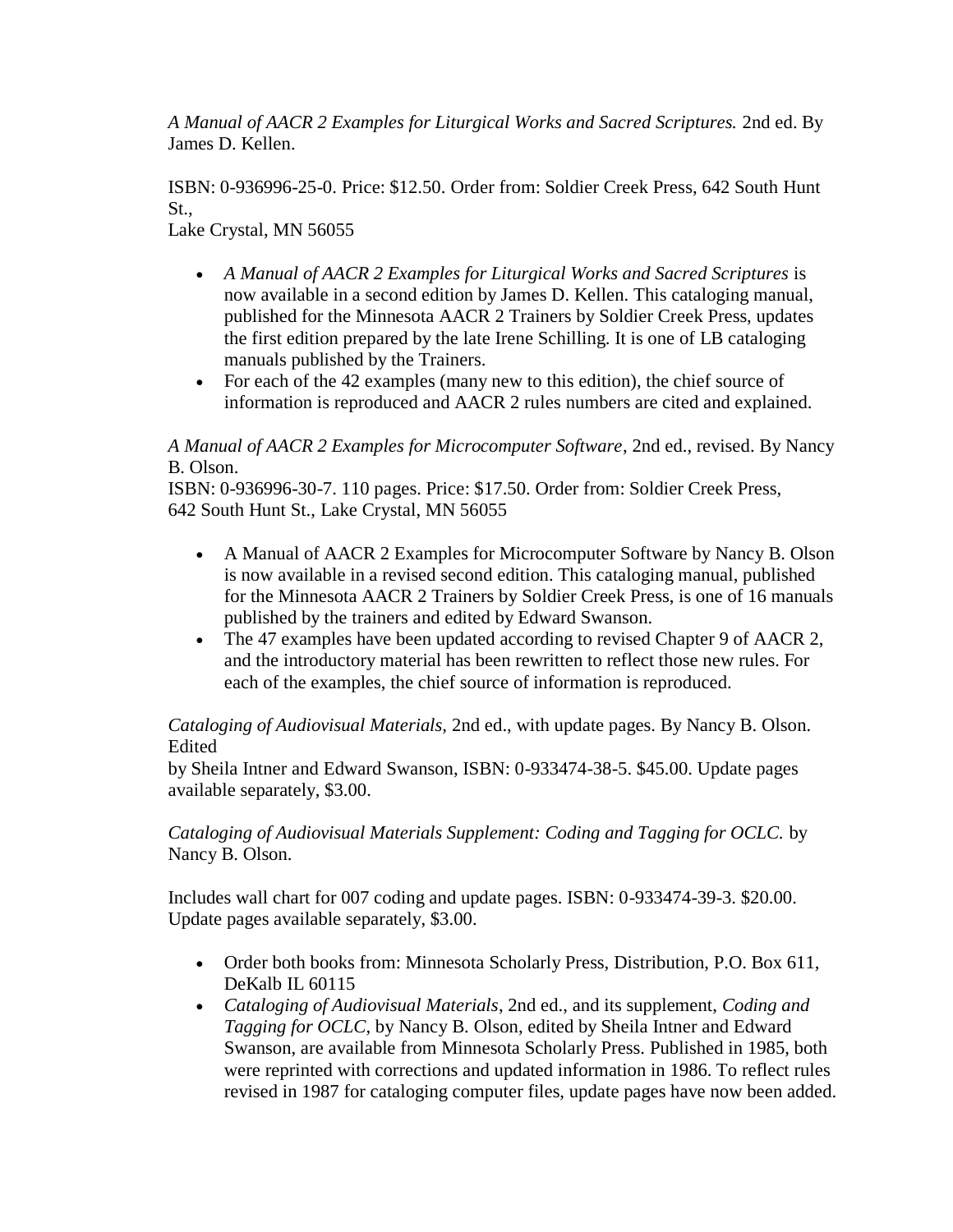*A Manual of AACR 2 Examples for Liturgical Works and Sacred Scriptures.* 2nd ed. By James D. Kellen.

ISBN: 0-936996-25-0. Price: $12.50. Order from: Soldier Creek Press, 642 South Hunt St.,
Lake Crystal, MN 56055

- *A Manual of AACR 2 Examples for Liturgical Works and Sacred Scriptures* is now available in a second edition by James D. Kellen. This cataloging manual, published for the Minnesota AACR 2 Trainers by Soldier Creek Press, updates the first edition prepared by the late Irene Schilling. It is one of LB cataloging manuals published by the Trainers.
- For each of the 42 examples (many new to this edition), the chief source of information is reproduced and AACR 2 rules numbers are cited and explained.

*A Manual of AACR 2 Examples for Microcomputer Software*, 2nd ed., revised. By Nancy B. Olson.
ISBN: 0-936996-30-7. 110 pages. Price: $17.50. Order from: Soldier Creek Press, 642 South Hunt St., Lake Crystal, MN 56055

- A Manual of AACR 2 Examples for Microcomputer Software by Nancy B. Olson is now available in a revised second edition. This cataloging manual, published for the Minnesota AACR 2 Trainers by Soldier Creek Press, is one of 16 manuals published by the trainers and edited by Edward Swanson.
- The 47 examples have been updated according to revised Chapter 9 of AACR 2, and the introductory material has been rewritten to reflect those new rules. For each of the examples, the chief source of information is reproduced.

*Cataloging of Audiovisual Materials,* 2nd ed., with update pages. By Nancy B. Olson. Edited
by Sheila Intner and Edward Swanson, ISBN: 0-933474-38-5. $45.00. Update pages available separately, $3.00.

*Cataloging of Audiovisual Materials Supplement: Coding and Tagging for OCLC.* by Nancy B. Olson.

Includes wall chart for 007 coding and update pages. ISBN: 0-933474-39-3. $20.00. Update pages available separately, $3.00.

- Order both books from: Minnesota Scholarly Press, Distribution, P.O. Box 611, DeKalb IL 60115
- *Cataloging of Audiovisual Materials*, 2nd ed., and its supplement, *Coding and Tagging for OCLC*, by Nancy B. Olson, edited by Sheila Intner and Edward Swanson, are available from Minnesota Scholarly Press. Published in 1985, both were reprinted with corrections and updated information in 1986. To reflect rules revised in 1987 for cataloging computer files, update pages have now been added.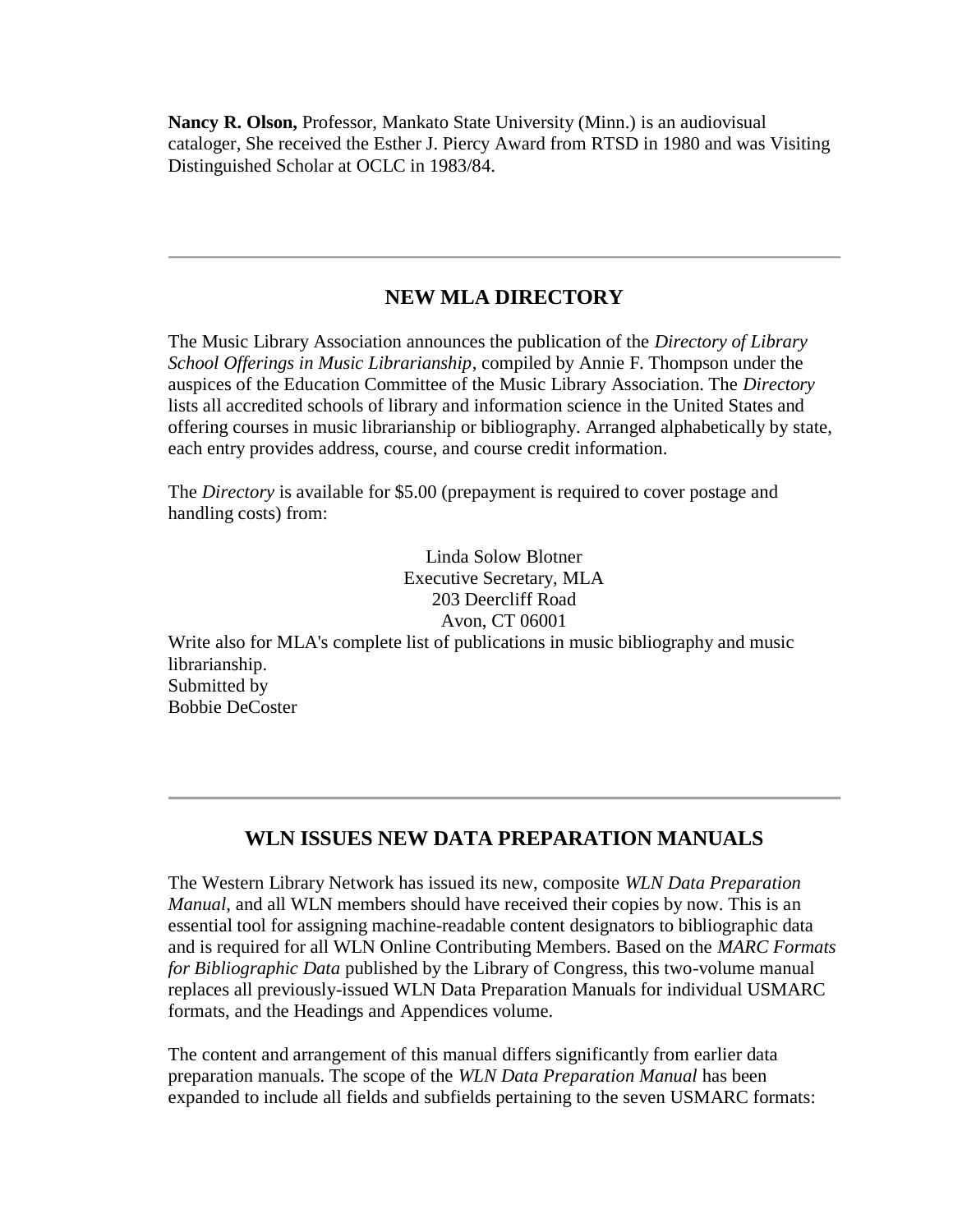**Nancy R. Olson,** Professor, Mankato State University (Minn.) is an audiovisual cataloger, She received the Esther J. Piercy Award from RTSD in 1980 and was Visiting Distinguished Scholar at OCLC in 1983/84.

---

## NEW MLA DIRECTORY

The Music Library Association announces the publication of the *Directory of Library School Offerings in Music Librarianship*, compiled by Annie F. Thompson under the auspices of the Education Committee of the Music Library Association. The *Directory* lists all accredited schools of library and information science in the United States and offering courses in music librarianship or bibliography. Arranged alphabetically by state, each entry provides address, course, and course credit information.

The *Directory* is available for $5.00 (prepayment is required to cover postage and handling costs) from:

Linda Solow Blotner
Executive Secretary, MLA
203 Deercliff Road
Avon, CT 06001

Write also for MLA's complete list of publications in music bibliography and music librarianship.
Submitted by
Bobbie DeCoster

---

## WLN ISSUES NEW DATA PREPARATION MANUALS

The Western Library Network has issued its new, composite *WLN Data Preparation Manual*, and all WLN members should have received their copies by now. This is an essential tool for assigning machine-readable content designators to bibliographic data and is required for all WLN Online Contributing Members. Based on the *MARC Formats for Bibliographic Data* published by the Library of Congress, this two-volume manual replaces all previously-issued WLN Data Preparation Manuals for individual USMARC formats, and the Headings and Appendices volume.

The content and arrangement of this manual differs significantly from earlier data preparation manuals. The scope of the *WLN Data Preparation Manual* has been expanded to include all fields and subfields pertaining to the seven USMARC formats: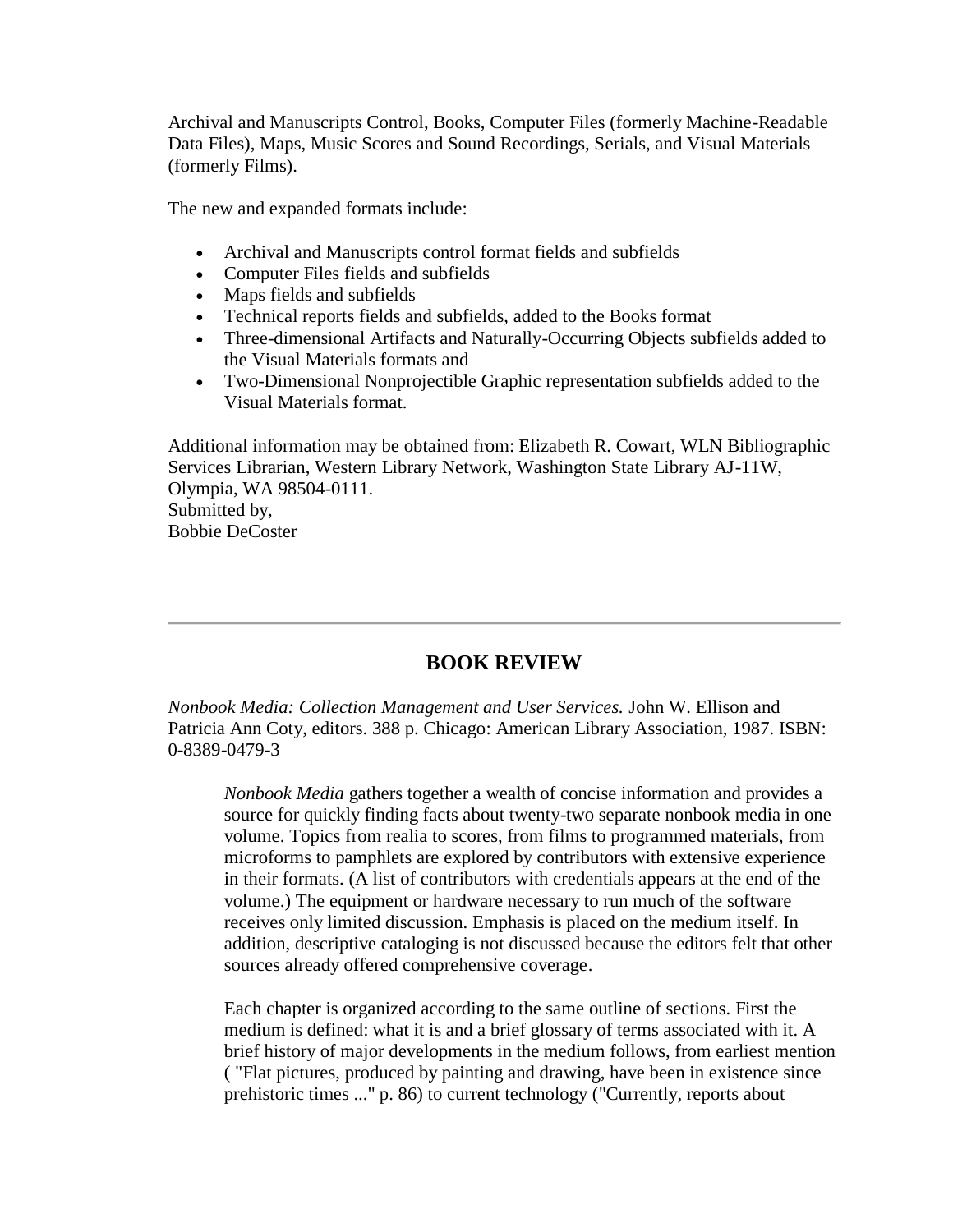Archival and Manuscripts Control, Books, Computer Files (formerly Machine-Readable Data Files), Maps, Music Scores and Sound Recordings, Serials, and Visual Materials (formerly Films).

The new and expanded formats include:

- Archival and Manuscripts control format fields and subfields
- Computer Files fields and subfields
- Maps fields and subfields
- Technical reports fields and subfields, added to the Books format
- Three-dimensional Artifacts and Naturally-Occurring Objects subfields added to the Visual Materials formats and
- Two-Dimensional Nonprojectible Graphic representation subfields added to the Visual Materials format.

Additional information may be obtained from: Elizabeth R. Cowart, WLN Bibliographic Services Librarian, Western Library Network, Washington State Library AJ-11W, Olympia, WA 98504-0111.
Submitted by,
Bobbie DeCoster

---

## BOOK REVIEW

*Nonbook Media: Collection Management and User Services.* John W. Ellison and Patricia Ann Coty, editors. 388 p. Chicago: American Library Association, 1987. ISBN: 0-8389-0479-3

> *Nonbook Media* gathers together a wealth of concise information and provides a source for quickly finding facts about twenty-two separate nonbook media in one volume. Topics from realia to scores, from films to programmed materials, from microforms to pamphlets are explored by contributors with extensive experience in their formats. (A list of contributors with credentials appears at the end of the volume.) The equipment or hardware necessary to run much of the software receives only limited discussion. Emphasis is placed on the medium itself. In addition, descriptive cataloging is not discussed because the editors felt that other sources already offered comprehensive coverage.
>
> Each chapter is organized according to the same outline of sections. First the medium is defined: what it is and a brief glossary of terms associated with it. A brief history of major developments in the medium follows, from earliest mention ( "Flat pictures, produced by painting and drawing, have been in existence since prehistoric times ..." p. 86) to current technology ("Currently, reports about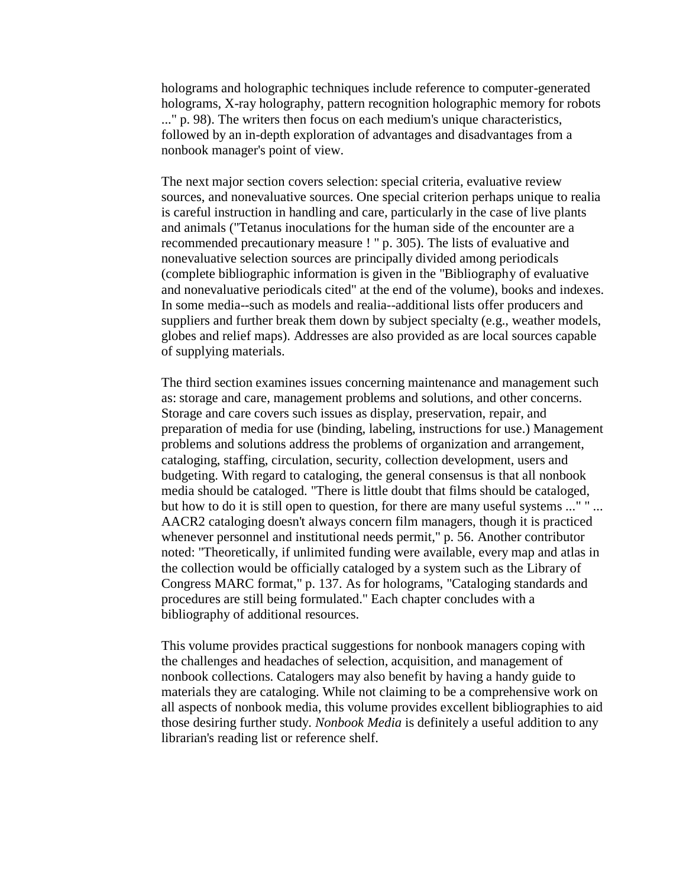holograms and holographic techniques include reference to computer-generated holograms, X-ray holography, pattern recognition holographic memory for robots ..." p. 98). The writers then focus on each medium's unique characteristics, followed by an in-depth exploration of advantages and disadvantages from a nonbook manager's point of view.

The next major section covers selection: special criteria, evaluative review sources, and nonevaluative sources. One special criterion perhaps unique to realia is careful instruction in handling and care, particularly in the case of live plants and animals ("Tetanus inoculations for the human side of the encounter are a recommended precautionary measure ! " p. 305). The lists of evaluative and nonevaluative selection sources are principally divided among periodicals (complete bibliographic information is given in the "Bibliography of evaluative and nonevaluative periodicals cited" at the end of the volume), books and indexes. In some media--such as models and realia--additional lists offer producers and suppliers and further break them down by subject specialty (e.g., weather models, globes and relief maps). Addresses are also provided as are local sources capable of supplying materials.

The third section examines issues concerning maintenance and management such as: storage and care, management problems and solutions, and other concerns. Storage and care covers such issues as display, preservation, repair, and preparation of media for use (binding, labeling, instructions for use.) Management problems and solutions address the problems of organization and arrangement, cataloging, staffing, circulation, security, collection development, users and budgeting. With regard to cataloging, the general consensus is that all nonbook media should be cataloged. "There is little doubt that films should be cataloged, but how to do it is still open to question, for there are many useful systems ..." " ... AACR2 cataloging doesn't always concern film managers, though it is practiced whenever personnel and institutional needs permit," p. 56. Another contributor noted: "Theoretically, if unlimited funding were available, every map and atlas in the collection would be officially cataloged by a system such as the Library of Congress MARC format," p. 137. As for holograms, "Cataloging standards and procedures are still being formulated." Each chapter concludes with a bibliography of additional resources.

This volume provides practical suggestions for nonbook managers coping with the challenges and headaches of selection, acquisition, and management of nonbook collections. Catalogers may also benefit by having a handy guide to materials they are cataloging. While not claiming to be a comprehensive work on all aspects of nonbook media, this volume provides excellent bibliographies to aid those desiring further study. *Nonbook Media* is definitely a useful addition to any librarian's reading list or reference shelf.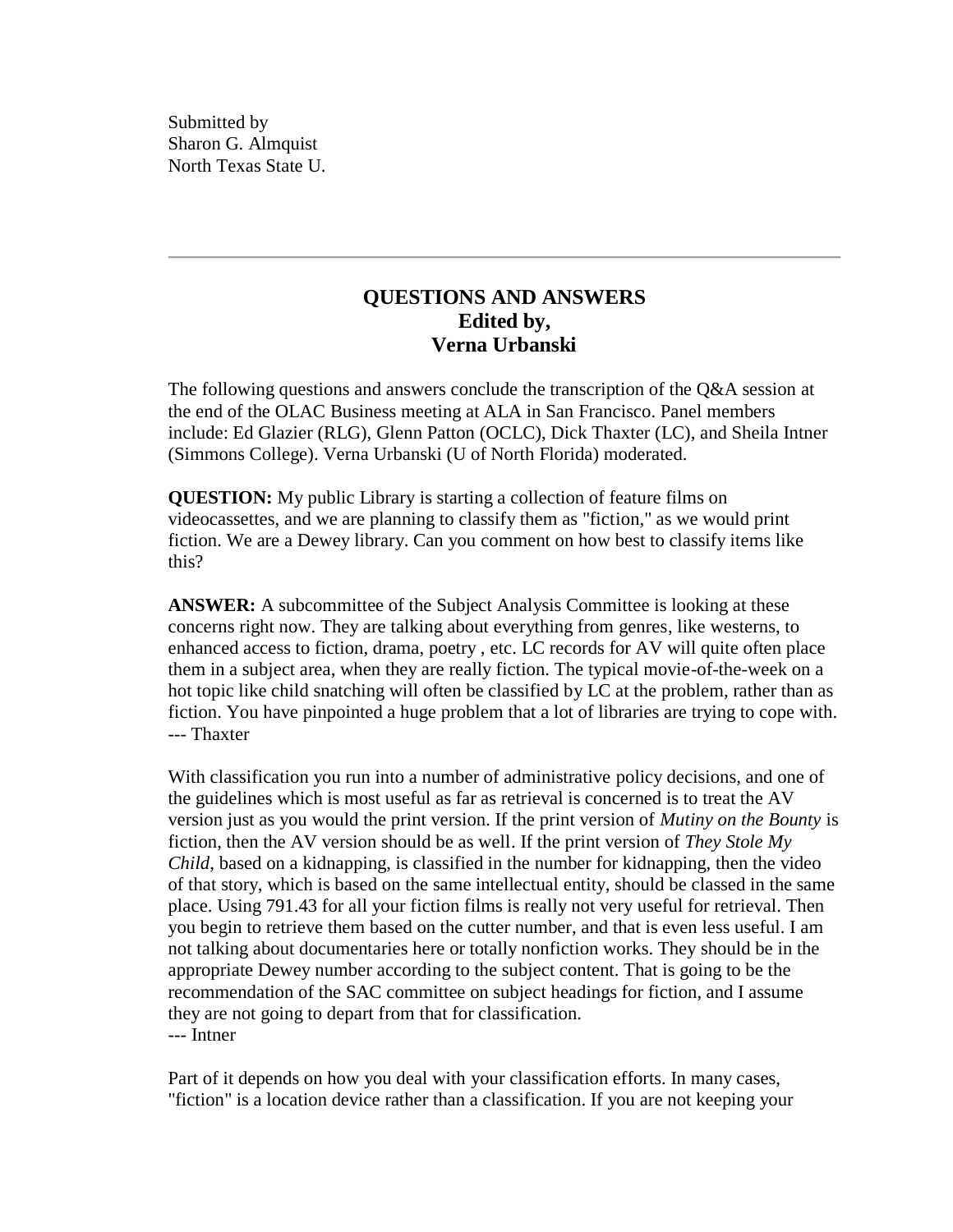Submitted by
Sharon G. Almquist
North Texas State U.

---

## QUESTIONS AND ANSWERS
**Edited by,**
**Verna Urbanski**

The following questions and answers conclude the transcription of the Q&A session at the end of the OLAC Business meeting at ALA in San Francisco. Panel members include: Ed Glazier (RLG), Glenn Patton (OCLC), Dick Thaxter (LC), and Sheila Intner (Simmons College). Verna Urbanski (U of North Florida) moderated.

**QUESTION:** My public Library is starting a collection of feature films on videocassettes, and we are planning to classify them as "fiction," as we would print fiction. We are a Dewey library. Can you comment on how best to classify items like this?

**ANSWER:** A subcommittee of the Subject Analysis Committee is looking at these concerns right now. They are talking about everything from genres, like westerns, to enhanced access to fiction, drama, poetry , etc. LC records for AV will quite often place them in a subject area, when they are really fiction. The typical movie-of-the-week on a hot topic like child snatching will often be classified by LC at the problem, rather than as fiction. You have pinpointed a huge problem that a lot of libraries are trying to cope with.
--- Thaxter

With classification you run into a number of administrative policy decisions, and one of the guidelines which is most useful as far as retrieval is concerned is to treat the AV version just as you would the print version. If the print version of *Mutiny on the Bounty* is fiction, then the AV version should be as well. If the print version of *They Stole My Child*, based on a kidnapping, is classified in the number for kidnapping, then the video of that story, which is based on the same intellectual entity, should be classed in the same place. Using 791.43 for all your fiction films is really not very useful for retrieval. Then you begin to retrieve them based on the cutter number, and that is even less useful. I am not talking about documentaries here or totally nonfiction works. They should be in the appropriate Dewey number according to the subject content. That is going to be the recommendation of the SAC committee on subject headings for fiction, and I assume they are not going to depart from that for classification.
--- Intner

Part of it depends on how you deal with your classification efforts. In many cases, "fiction" is a location device rather than a classification. If you are not keeping your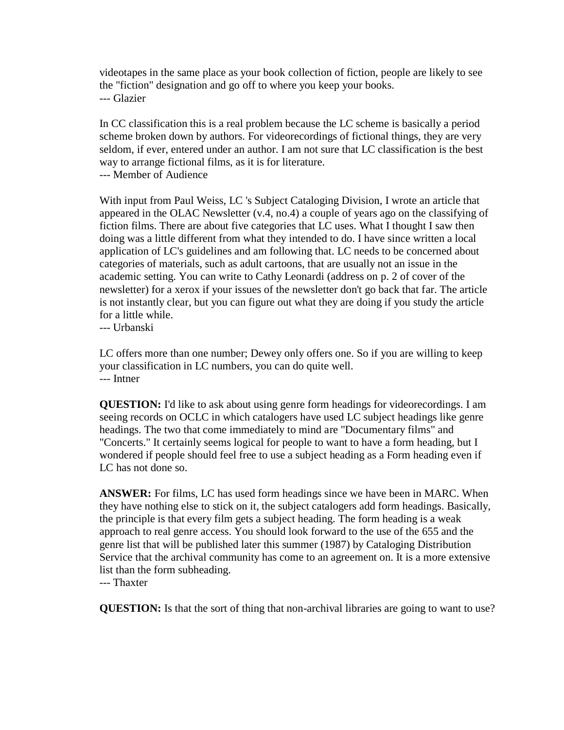videotapes in the same place as your book collection of fiction, people are likely to see the "fiction" designation and go off to where you keep your books.
--- Glazier

In CC classification this is a real problem because the LC scheme is basically a period scheme broken down by authors. For videorecordings of fictional things, they are very seldom, if ever, entered under an author. I am not sure that LC classification is the best way to arrange fictional films, as it is for literature.
--- Member of Audience

With input from Paul Weiss, LC 's Subject Cataloging Division, I wrote an article that appeared in the OLAC Newsletter (v.4, no.4) a couple of years ago on the classifying of fiction films. There are about five categories that LC uses. What I thought I saw then doing was a little different from what they intended to do. I have since written a local application of LC's guidelines and am following that. LC needs to be concerned about categories of materials, such as adult cartoons, that are usually not an issue in the academic setting. You can write to Cathy Leonardi (address on p. 2 of cover of the newsletter) for a xerox if your issues of the newsletter don't go back that far. The article is not instantly clear, but you can figure out what they are doing if you study the article for a little while.
--- Urbanski

LC offers more than one number; Dewey only offers one. So if you are willing to keep your classification in LC numbers, you can do quite well.
--- Intner

**QUESTION:** I'd like to ask about using genre form headings for videorecordings. I am seeing records on OCLC in which catalogers have used LC subject headings like genre headings. The two that come immediately to mind are "Documentary films" and "Concerts." It certainly seems logical for people to want to have a form heading, but I wondered if people should feel free to use a subject heading as a Form heading even if LC has not done so.

**ANSWER:** For films, LC has used form headings since we have been in MARC. When they have nothing else to stick on it, the subject catalogers add form headings. Basically, the principle is that every film gets a subject heading. The form heading is a weak approach to real genre access. You should look forward to the use of the 655 and the genre list that will be published later this summer (1987) by Cataloging Distribution Service that the archival community has come to an agreement on. It is a more extensive list than the form subheading.
--- Thaxter

**QUESTION:** Is that the sort of thing that non-archival libraries are going to want to use?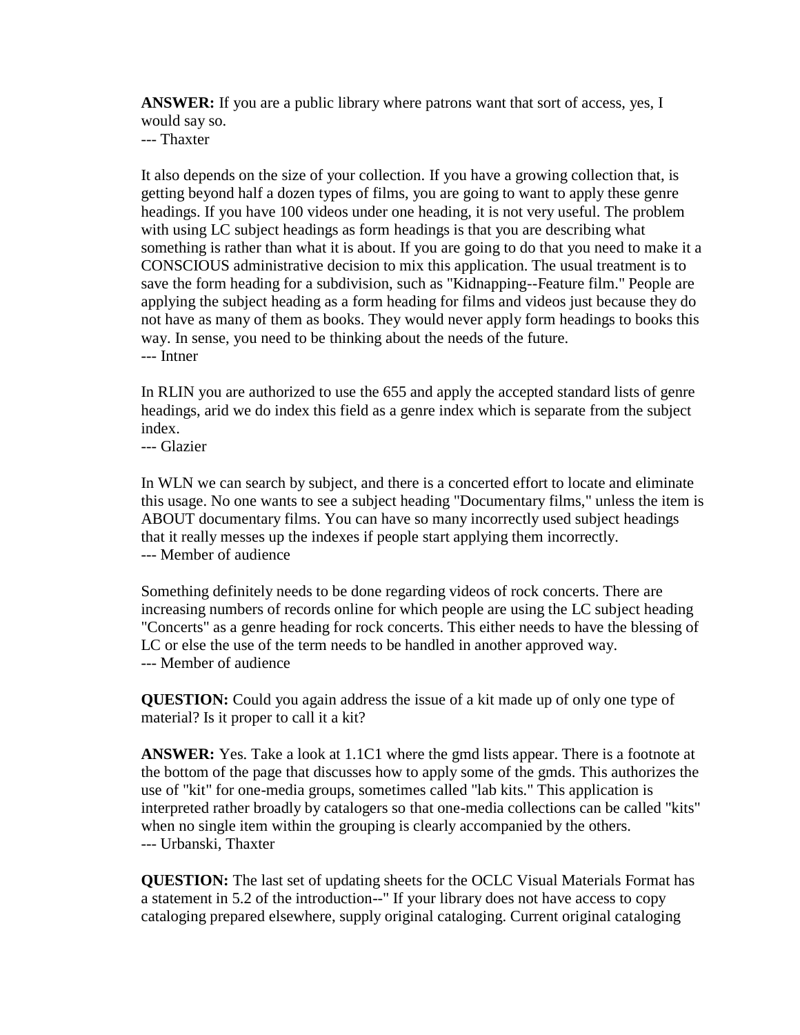**ANSWER:** If you are a public library where patrons want that sort of access, yes, I would say so.
--- Thaxter

It also depends on the size of your collection. If you have a growing collection that, is getting beyond half a dozen types of films, you are going to want to apply these genre headings. If you have 100 videos under one heading, it is not very useful. The problem with using LC subject headings as form headings is that you are describing what something is rather than what it is about. If you are going to do that you need to make it a CONSCIOUS administrative decision to mix this application. The usual treatment is to save the form heading for a subdivision, such as "Kidnapping--Feature film." People are applying the subject heading as a form heading for films and videos just because they do not have as many of them as books. They would never apply form headings to books this way. In sense, you need to be thinking about the needs of the future.
--- Intner

In RLIN you are authorized to use the 655 and apply the accepted standard lists of genre headings, arid we do index this field as a genre index which is separate from the subject index.
--- Glazier

In WLN we can search by subject, and there is a concerted effort to locate and eliminate this usage. No one wants to see a subject heading "Documentary films," unless the item is ABOUT documentary films. You can have so many incorrectly used subject headings that it really messes up the indexes if people start applying them incorrectly.
--- Member of audience

Something definitely needs to be done regarding videos of rock concerts. There are increasing numbers of records online for which people are using the LC subject heading "Concerts" as a genre heading for rock concerts. This either needs to have the blessing of LC or else the use of the term needs to be handled in another approved way.
--- Member of audience

**QUESTION:** Could you again address the issue of a kit made up of only one type of material? Is it proper to call it a kit?

**ANSWER:** Yes. Take a look at 1.1C1 where the gmd lists appear. There is a footnote at the bottom of the page that discusses how to apply some of the gmds. This authorizes the use of "kit" for one-media groups, sometimes called "lab kits." This application is interpreted rather broadly by catalogers so that one-media collections can be called "kits" when no single item within the grouping is clearly accompanied by the others.
--- Urbanski, Thaxter

**QUESTION:** The last set of updating sheets for the OCLC Visual Materials Format has a statement in 5.2 of the introduction--" If your library does not have access to copy cataloging prepared elsewhere, supply original cataloging. Current original cataloging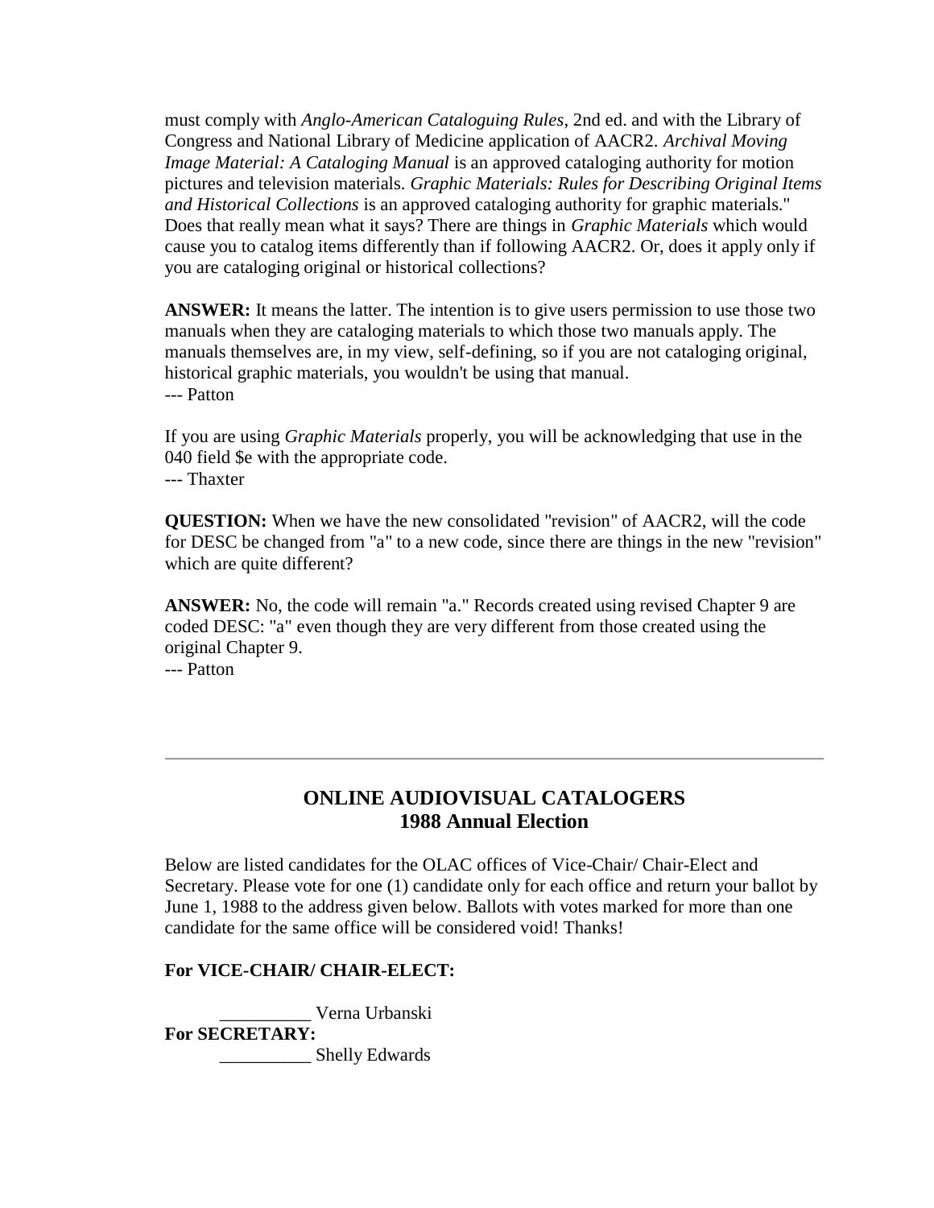must comply with *Anglo-American Cataloguing Rules*, 2nd ed. and with the Library of Congress and National Library of Medicine application of AACR2. *Archival Moving Image Material: A Cataloging Manual* is an approved cataloging authority for motion pictures and television materials. *Graphic Materials: Rules for Describing Original Items and Historical Collections* is an approved cataloging authority for graphic materials." Does that really mean what it says? There are things in *Graphic Materials* which would cause you to catalog items differently than if following AACR2. Or, does it apply only if you are cataloging original or historical collections?

**ANSWER:** It means the latter. The intention is to give users permission to use those two manuals when they are cataloging materials to which those two manuals apply. The manuals themselves are, in my view, self-defining, so if you are not cataloging original, historical graphic materials, you wouldn't be using that manual.
--- Patton

If you are using *Graphic Materials* properly, you will be acknowledging that use in the 040 field $e with the appropriate code.
--- Thaxter

**QUESTION:** When we have the new consolidated "revision" of AACR2, will the code for DESC be changed from "a" to a new code, since there are things in the new "revision" which are quite different?

**ANSWER:** No, the code will remain "a." Records created using revised Chapter 9 are coded DESC: "a" even though they are very different from those created using the original Chapter 9.
--- Patton

---

## ONLINE AUDIOVISUAL CATALOGERS
## 1988 Annual Election

Below are listed candidates for the OLAC offices of Vice-Chair/ Chair-Elect and Secretary. Please vote for one (1) candidate only for each office and return your ballot by June 1, 1988 to the address given below. Ballots with votes marked for more than one candidate for the same office will be considered void! Thanks!

**For VICE-CHAIR/ CHAIR-ELECT:**

__________ Verna Urbanski

**For SECRETARY:**

__________ Shelly Edwards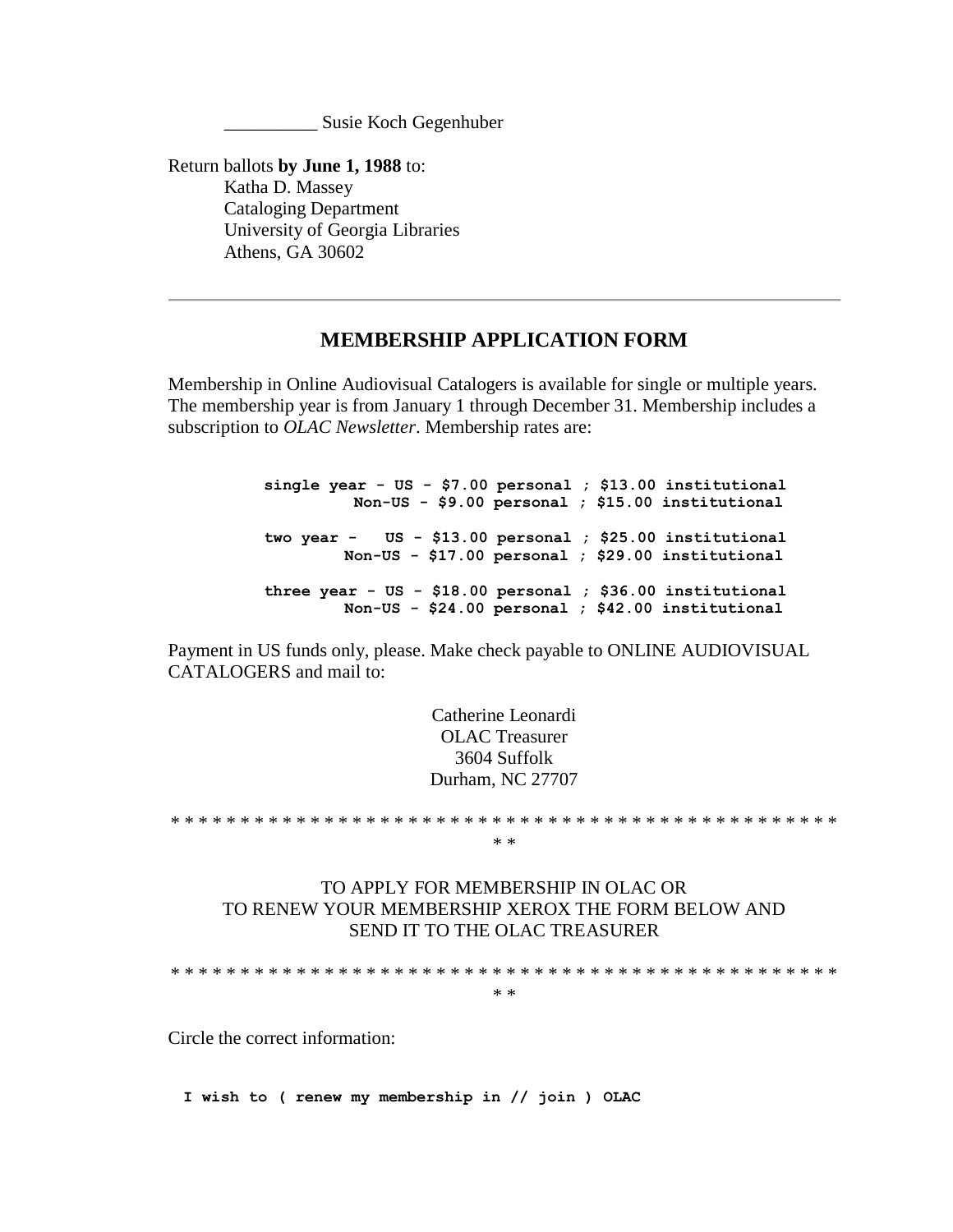__________ Susie Koch Gegenhuber

Return ballots **by June 1, 1988** to:

Katha D. Massey
Cataloging Department
University of Georgia Libraries
Athens, GA 30602

---

## MEMBERSHIP APPLICATION FORM

Membership in Online Audiovisual Catalogers is available for single or multiple years. The membership year is from January 1 through December 31. Membership includes a subscription to *OLAC Newsletter*. Membership rates are:

```
single year - US - $7.00 personal ; $13.00 institutional
          Non-US - $9.00 personal ; $15.00 institutional

two year -   US - $13.00 personal ; $25.00 institutional
         Non-US - $17.00 personal ; $29.00 institutional

three year - US - $18.00 personal ; $36.00 institutional
         Non-US - $24.00 personal ; $42.00 institutional
```

Payment in US funds only, please. Make check payable to ONLINE AUDIOVISUAL CATALOGERS and mail to:

Catherine Leonardi
OLAC Treasurer
3604 Suffolk
Durham, NC 27707

* * * * * * * * * * * * * * * * * * * * * * * * * * * * * * * * * * * * * * * * * * * * * * * * *

TO APPLY FOR MEMBERSHIP IN OLAC OR
TO RENEW YOUR MEMBERSHIP XEROX THE FORM BELOW AND
SEND IT TO THE OLAC TREASURER

* * * * * * * * * * * * * * * * * * * * * * * * * * * * * * * * * * * * * * * * * * * * * * * * *

Circle the correct information:

**I wish to ( renew my membership in // join ) OLAC**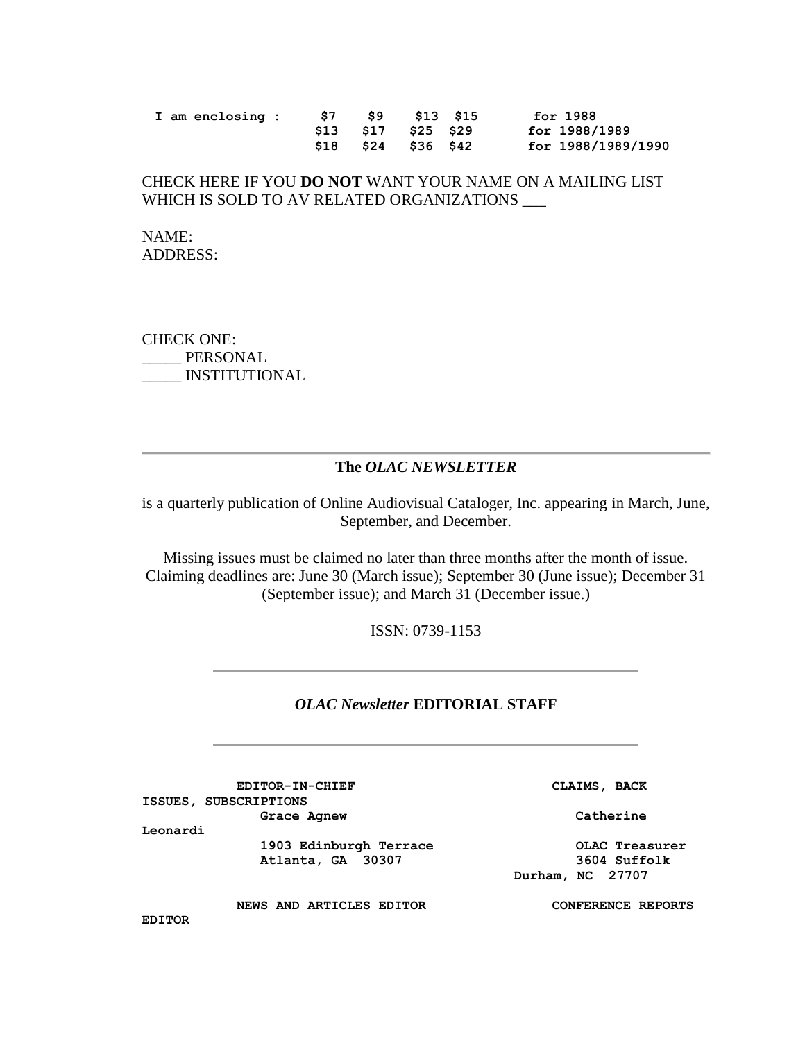I am enclosing :

| | | | | |
|---|---|---|---|---|
| $7 | $9 | $13 | $15 | for 1988 |
| $13 | $17 | $25 | $29 | for 1988/1989 |
| $18 | $24 | $36 | $42 | for 1988/1989/1990 |

CHECK HERE IF YOU **DO NOT** WANT YOUR NAME ON A MAILING LIST WHICH IS SOLD TO AV RELATED ORGANIZATIONS ___

NAME:
ADDRESS:

CHECK ONE:
_____ PERSONAL
_____ INSTITUTIONAL

---

## The *OLAC NEWSLETTER*

is a quarterly publication of Online Audiovisual Catalogers, Inc. appearing in March, June, September, and December.

Missing issues must be claimed no later than three months after the month of issue. Claiming deadlines are: June 30 (March issue); September 30 (June issue); December 31 (September issue); and March 31 (December issue.)

ISSN: 0739-1153

---

## *OLAC Newsletter* EDITORIAL STAFF

---

**EDITOR-IN-CHIEF**
Grace Agnew
1903 Edinburgh Terrace
Atlanta, GA 30307

**CLAIMS, BACK ISSUES, SUBSCRIPTIONS**
Catherine Leonardi
OLAC Treasurer
3604 Suffolk
Durham, NC 27707

**NEWS AND ARTICLES EDITOR**

**CONFERENCE REPORTS EDITOR**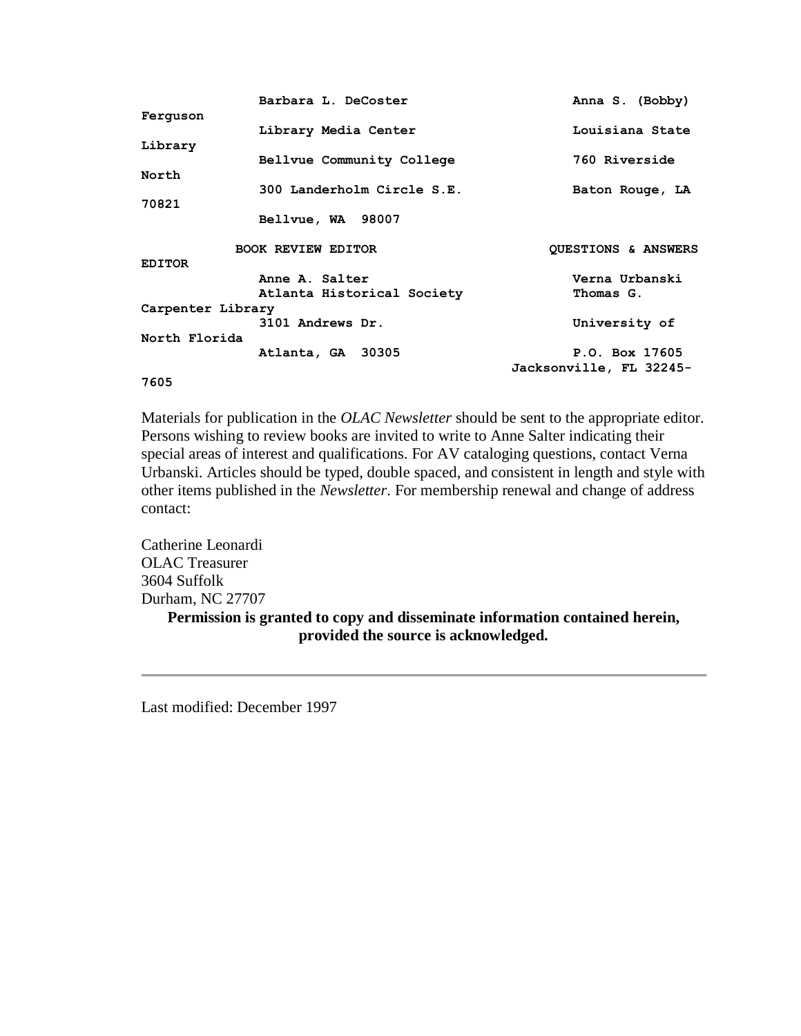| | |
|---|---|
| Barbara L. DeCoster | Anna S. (Bobby) Ferguson |
| Library Media Center | Louisiana State Library |
| Bellvue Community College | 760 Riverside North |
| 300 Landerholm Circle S.E. | Baton Rouge, LA 70821 |
| Bellvue, WA 98007 | |

| BOOK REVIEW EDITOR | QUESTIONS & ANSWERS EDITOR |
|---|---|
| Anne A. Salter | Verna Urbanski |
| Atlanta Historical Society | Thomas G. Carpenter Library |
| 3101 Andrews Dr. | University of North Florida |
| Atlanta, GA 30305 | P.O. Box 17605 |
| | Jacksonville, FL 32245-7605 |

Materials for publication in the *OLAC Newsletter* should be sent to the appropriate editor. Persons wishing to review books are invited to write to Anne Salter indicating their special areas of interest and qualifications. For AV cataloging questions, contact Verna Urbanski. Articles should be typed, double spaced, and consistent in length and style with other items published in the *Newsletter*. For membership renewal and change of address contact:

Catherine Leonardi  
OLAC Treasurer  
3604 Suffolk  
Durham, NC 27707

**Permission is granted to copy and disseminate information contained herein, provided the source is acknowledged.**

---

Last modified: December 1997